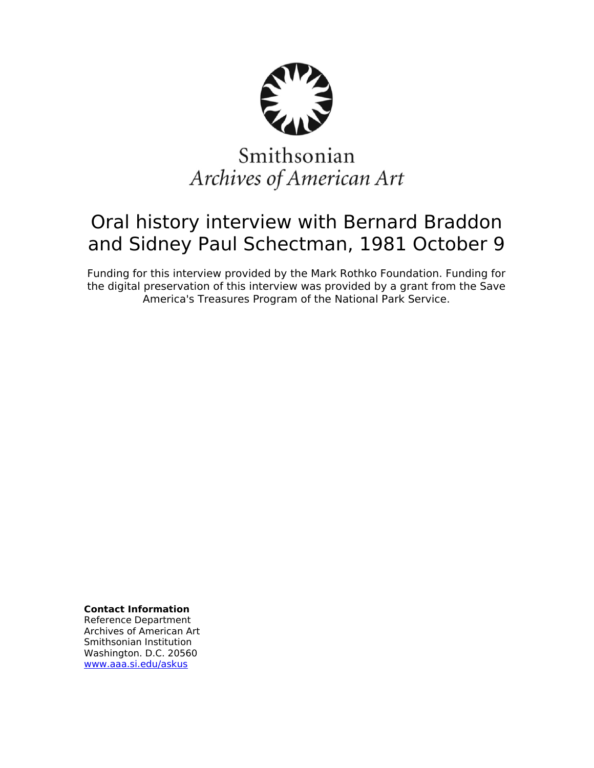Smithsonian
*Archives of American Art*

# Oral history interview with Bernard Braddon and Sidney Paul Schectman, 1981 October 9

Funding for this interview provided by the Mark Rothko Foundation. Funding for the digital preservation of this interview was provided by a grant from the Save America's Treasures Program of the National Park Service.

**Contact Information**
Reference Department
Archives of American Art
Smithsonian Institution
Washington. D.C. 20560
www.aaa.si.edu/askus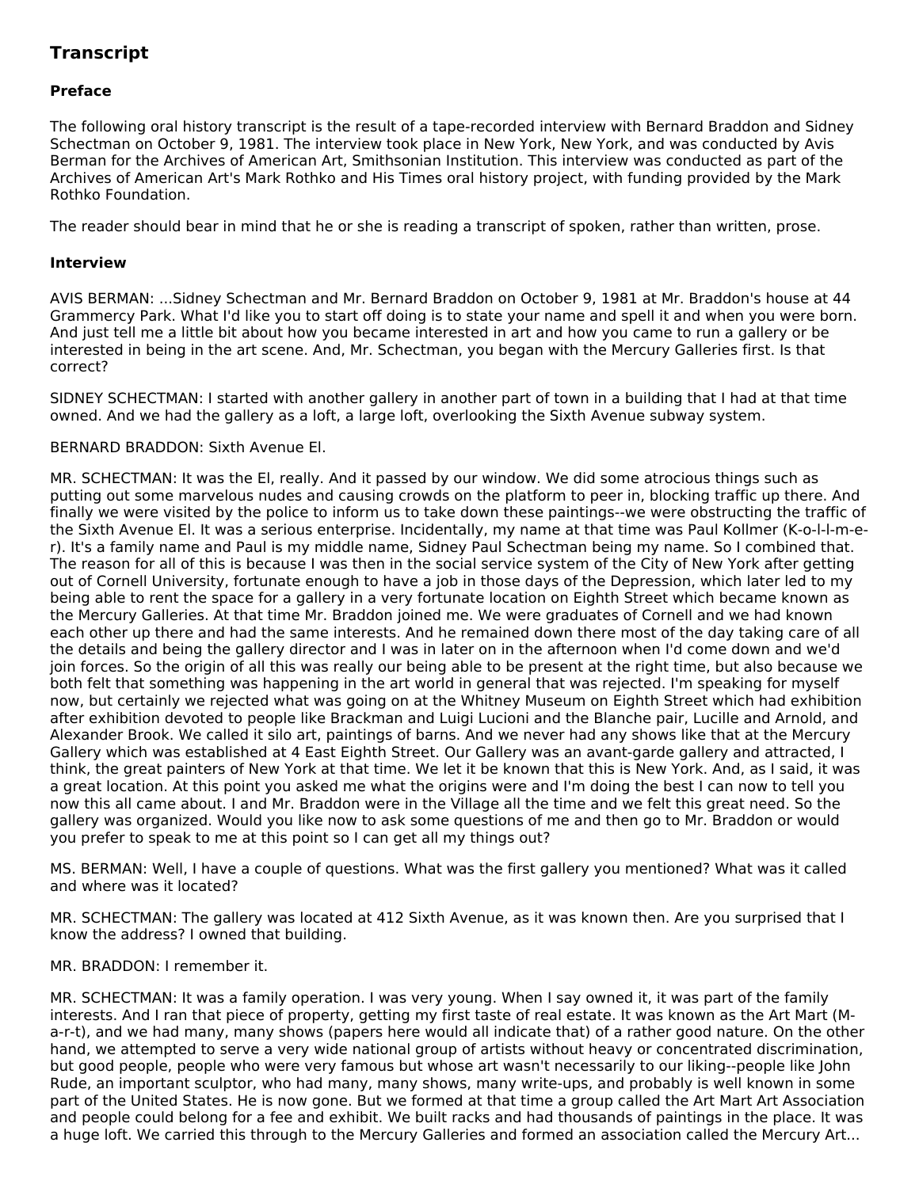## Transcript

### Preface

The following oral history transcript is the result of a tape-recorded interview with Bernard Braddon and Sidney Schectman on October 9, 1981. The interview took place in New York, New York, and was conducted by Avis Berman for the Archives of American Art, Smithsonian Institution. This interview was conducted as part of the Archives of American Art's Mark Rothko and His Times oral history project, with funding provided by the Mark Rothko Foundation.

The reader should bear in mind that he or she is reading a transcript of spoken, rather than written, prose.

### Interview

AVIS BERMAN: ...Sidney Schectman and Mr. Bernard Braddon on October 9, 1981 at Mr. Braddon's house at 44 Grammercy Park. What I'd like you to start off doing is to state your name and spell it and when you were born. And just tell me a little bit about how you became interested in art and how you came to run a gallery or be interested in being in the art scene. And, Mr. Schectman, you began with the Mercury Galleries first. Is that correct?

SIDNEY SCHECTMAN: I started with another gallery in another part of town in a building that I had at that time owned. And we had the gallery as a loft, a large loft, overlooking the Sixth Avenue subway system.

BERNARD BRADDON: Sixth Avenue El.

MR. SCHECTMAN: It was the El, really. And it passed by our window. We did some atrocious things such as putting out some marvelous nudes and causing crowds on the platform to peer in, blocking traffic up there. And finally we were visited by the police to inform us to take down these paintings--we were obstructing the traffic of the Sixth Avenue El. It was a serious enterprise. Incidentally, my name at that time was Paul Kollmer (K-o-l-l-m-e-r). It's a family name and Paul is my middle name, Sidney Paul Schectman being my name. So I combined that. The reason for all of this is because I was then in the social service system of the City of New York after getting out of Cornell University, fortunate enough to have a job in those days of the Depression, which later led to my being able to rent the space for a gallery in a very fortunate location on Eighth Street which became known as the Mercury Galleries. At that time Mr. Braddon joined me. We were graduates of Cornell and we had known each other up there and had the same interests. And he remained down there most of the day taking care of all the details and being the gallery director and I was in later on in the afternoon when I'd come down and we'd join forces. So the origin of all this was really our being able to be present at the right time, but also because we both felt that something was happening in the art world in general that was rejected. I'm speaking for myself now, but certainly we rejected what was going on at the Whitney Museum on Eighth Street which had exhibition after exhibition devoted to people like Brackman and Luigi Lucioni and the Blanche pair, Lucille and Arnold, and Alexander Brook. We called it silo art, paintings of barns. And we never had any shows like that at the Mercury Gallery which was established at 4 East Eighth Street. Our Gallery was an avant-garde gallery and attracted, I think, the great painters of New York at that time. We let it be known that this is New York. And, as I said, it was a great location. At this point you asked me what the origins were and I'm doing the best I can now to tell you now this all came about. I and Mr. Braddon were in the Village all the time and we felt this great need. So the gallery was organized. Would you like now to ask some questions of me and then go to Mr. Braddon or would you prefer to speak to me at this point so I can get all my things out?

MS. BERMAN: Well, I have a couple of questions. What was the first gallery you mentioned? What was it called and where was it located?

MR. SCHECTMAN: The gallery was located at 412 Sixth Avenue, as it was known then. Are you surprised that I know the address? I owned that building.

MR. BRADDON: I remember it.

MR. SCHECTMAN: It was a family operation. I was very young. When I say owned it, it was part of the family interests. And I ran that piece of property, getting my first taste of real estate. It was known as the Art Mart (M-a-r-t), and we had many, many shows (papers here would all indicate that) of a rather good nature. On the other hand, we attempted to serve a very wide national group of artists without heavy or concentrated discrimination, but good people, people who were very famous but whose art wasn't necessarily to our liking--people like John Rude, an important sculptor, who had many, many shows, many write-ups, and probably is well known in some part of the United States. He is now gone. But we formed at that time a group called the Art Mart Art Association and people could belong for a fee and exhibit. We built racks and had thousands of paintings in the place. It was a huge loft. We carried this through to the Mercury Galleries and formed an association called the Mercury Art...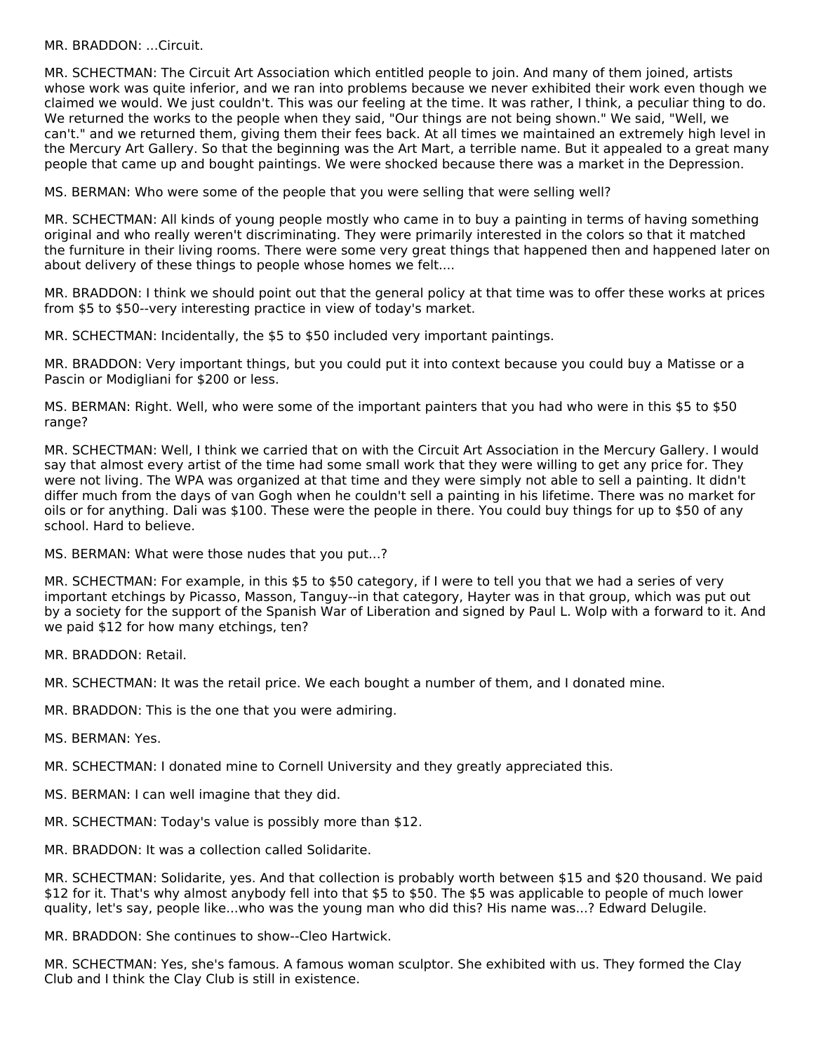MR. BRADDON: ...Circuit.

MR. SCHECTMAN: The Circuit Art Association which entitled people to join. And many of them joined, artists whose work was quite inferior, and we ran into problems because we never exhibited their work even though we claimed we would. We just couldn't. This was our feeling at the time. It was rather, I think, a peculiar thing to do. We returned the works to the people when they said, "Our things are not being shown." We said, "Well, we can't." and we returned them, giving them their fees back. At all times we maintained an extremely high level in the Mercury Art Gallery. So that the beginning was the Art Mart, a terrible name. But it appealed to a great many people that came up and bought paintings. We were shocked because there was a market in the Depression.

MS. BERMAN: Who were some of the people that you were selling that were selling well?

MR. SCHECTMAN: All kinds of young people mostly who came in to buy a painting in terms of having something original and who really weren't discriminating. They were primarily interested in the colors so that it matched the furniture in their living rooms. There were some very great things that happened then and happened later on about delivery of these things to people whose homes we felt....

MR. BRADDON: I think we should point out that the general policy at that time was to offer these works at prices from $5 to $50--very interesting practice in view of today's market.

MR. SCHECTMAN: Incidentally, the $5 to $50 included very important paintings.

MR. BRADDON: Very important things, but you could put it into context because you could buy a Matisse or a Pascin or Modigliani for $200 or less.

MS. BERMAN: Right. Well, who were some of the important painters that you had who were in this $5 to $50 range?

MR. SCHECTMAN: Well, I think we carried that on with the Circuit Art Association in the Mercury Gallery. I would say that almost every artist of the time had some small work that they were willing to get any price for. They were not living. The WPA was organized at that time and they were simply not able to sell a painting. It didn't differ much from the days of van Gogh when he couldn't sell a painting in his lifetime. There was no market for oils or for anything. Dali was $100. These were the people in there. You could buy things for up to $50 of any school. Hard to believe.

MS. BERMAN: What were those nudes that you put...?

MR. SCHECTMAN: For example, in this $5 to $50 category, if I were to tell you that we had a series of very important etchings by Picasso, Masson, Tanguy--in that category, Hayter was in that group, which was put out by a society for the support of the Spanish War of Liberation and signed by Paul L. Wolp with a forward to it. And we paid $12 for how many etchings, ten?

MR. BRADDON: Retail.

MR. SCHECTMAN: It was the retail price. We each bought a number of them, and I donated mine.

MR. BRADDON: This is the one that you were admiring.

MS. BERMAN: Yes.

MR. SCHECTMAN: I donated mine to Cornell University and they greatly appreciated this.

MS. BERMAN: I can well imagine that they did.

MR. SCHECTMAN: Today's value is possibly more than $12.

MR. BRADDON: It was a collection called Solidarite.

MR. SCHECTMAN: Solidarite, yes. And that collection is probably worth between $15 and $20 thousand. We paid $12 for it. That's why almost anybody fell into that $5 to $50. The $5 was applicable to people of much lower quality, let's say, people like...who was the young man who did this? His name was...? Edward Delugile.

MR. BRADDON: She continues to show--Cleo Hartwick.

MR. SCHECTMAN: Yes, she's famous. A famous woman sculptor. She exhibited with us. They formed the Clay Club and I think the Clay Club is still in existence.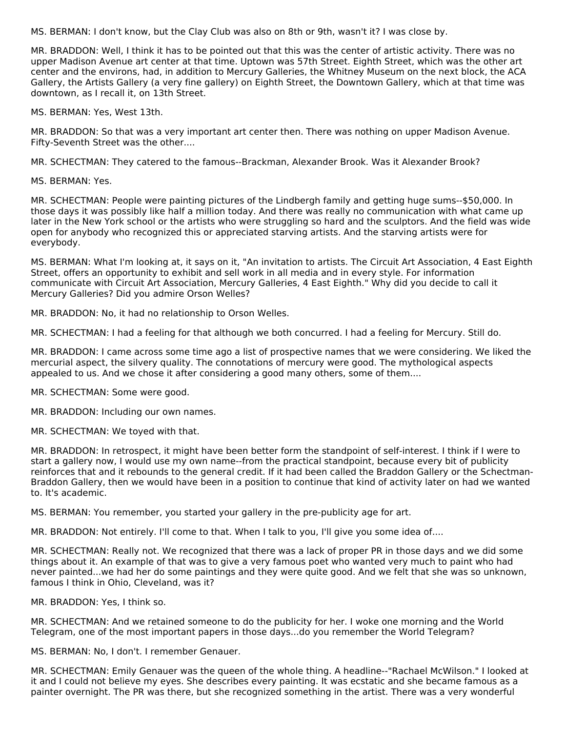MS. BERMAN: I don't know, but the Clay Club was also on 8th or 9th, wasn't it? I was close by.

MR. BRADDON: Well, I think it has to be pointed out that this was the center of artistic activity. There was no upper Madison Avenue art center at that time. Uptown was 57th Street. Eighth Street, which was the other art center and the environs, had, in addition to Mercury Galleries, the Whitney Museum on the next block, the ACA Gallery, the Artists Gallery (a very fine gallery) on Eighth Street, the Downtown Gallery, which at that time was downtown, as I recall it, on 13th Street.

MS. BERMAN: Yes, West 13th.

MR. BRADDON: So that was a very important art center then. There was nothing on upper Madison Avenue. Fifty-Seventh Street was the other....

MR. SCHECTMAN: They catered to the famous--Brackman, Alexander Brook. Was it Alexander Brook?

MS. BERMAN: Yes.

MR. SCHECTMAN: People were painting pictures of the Lindbergh family and getting huge sums--$50,000. In those days it was possibly like half a million today. And there was really no communication with what came up later in the New York school or the artists who were struggling so hard and the sculptors. And the field was wide open for anybody who recognized this or appreciated starving artists. And the starving artists were for everybody.

MS. BERMAN: What I'm looking at, it says on it, "An invitation to artists. The Circuit Art Association, 4 East Eighth Street, offers an opportunity to exhibit and sell work in all media and in every style. For information communicate with Circuit Art Association, Mercury Galleries, 4 East Eighth." Why did you decide to call it Mercury Galleries? Did you admire Orson Welles?

MR. BRADDON: No, it had no relationship to Orson Welles.

MR. SCHECTMAN: I had a feeling for that although we both concurred. I had a feeling for Mercury. Still do.

MR. BRADDON: I came across some time ago a list of prospective names that we were considering. We liked the mercurial aspect, the silvery quality. The connotations of mercury were good. The mythological aspects appealed to us. And we chose it after considering a good many others, some of them....

MR. SCHECTMAN: Some were good.

MR. BRADDON: Including our own names.

MR. SCHECTMAN: We toyed with that.

MR. BRADDON: In retrospect, it might have been better form the standpoint of self-interest. I think if I were to start a gallery now, I would use my own name--from the practical standpoint, because every bit of publicity reinforces that and it rebounds to the general credit. If it had been called the Braddon Gallery or the Schectman-Braddon Gallery, then we would have been in a position to continue that kind of activity later on had we wanted to. It's academic.

MS. BERMAN: You remember, you started your gallery in the pre-publicity age for art.

MR. BRADDON: Not entirely. I'll come to that. When I talk to you, I'll give you some idea of....

MR. SCHECTMAN: Really not. We recognized that there was a lack of proper PR in those days and we did some things about it. An example of that was to give a very famous poet who wanted very much to paint who had never painted...we had her do some paintings and they were quite good. And we felt that she was so unknown, famous I think in Ohio, Cleveland, was it?

MR. BRADDON: Yes, I think so.

MR. SCHECTMAN: And we retained someone to do the publicity for her. I woke one morning and the World Telegram, one of the most important papers in those days...do you remember the World Telegram?

MS. BERMAN: No, I don't. I remember Genauer.

MR. SCHECTMAN: Emily Genauer was the queen of the whole thing. A headline--"Rachael McWilson." I looked at it and I could not believe my eyes. She describes every painting. It was ecstatic and she became famous as a painter overnight. The PR was there, but she recognized something in the artist. There was a very wonderful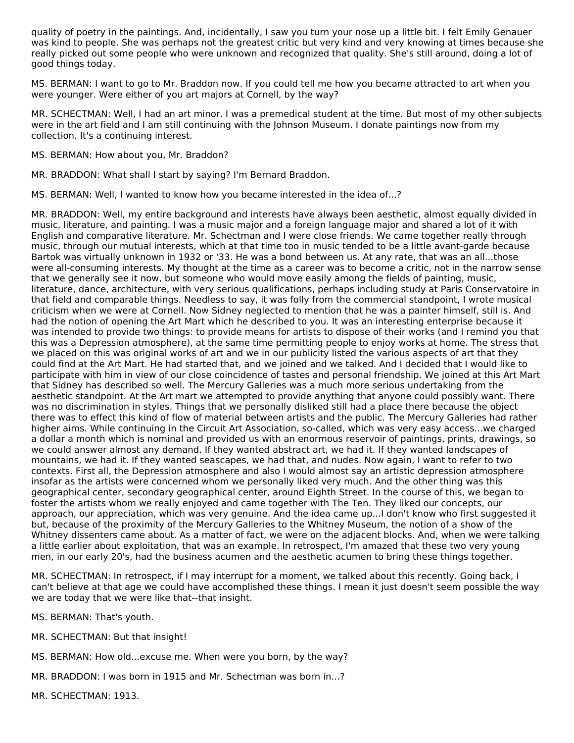quality of poetry in the paintings. And, incidentally, I saw you turn your nose up a little bit. I felt Emily Genauer was kind to people. She was perhaps not the greatest critic but very kind and very knowing at times because she really picked out some people who were unknown and recognized that quality. She's still around, doing a lot of good things today.

MS. BERMAN: I want to go to Mr. Braddon now. If you could tell me how you became attracted to art when you were younger. Were either of you art majors at Cornell, by the way?

MR. SCHECTMAN: Well, I had an art minor. I was a premedical student at the time. But most of my other subjects were in the art field and I am still continuing with the Johnson Museum. I donate paintings now from my collection. It's a continuing interest.

MS. BERMAN: How about you, Mr. Braddon?

MR. BRADDON: What shall I start by saying? I'm Bernard Braddon.

MS. BERMAN: Well, I wanted to know how you became interested in the idea of...?

MR. BRADDON: Well, my entire background and interests have always been aesthetic, almost equally divided in music, literature, and painting. I was a music major and a foreign language major and shared a lot of it with English and comparative literature. Mr. Schectman and I were close friends. We came together really through music, through our mutual interests, which at that time too in music tended to be a little avant-garde because Bartok was virtually unknown in 1932 or '33. He was a bond between us. At any rate, that was an all...those were all-consuming interests. My thought at the time as a career was to become a critic, not in the narrow sense that we generally see it now, but someone who would move easily among the fields of painting, music, literature, dance, architecture, with very serious qualifications, perhaps including study at Paris Conservatoire in that field and comparable things. Needless to say, it was folly from the commercial standpoint, I wrote musical criticism when we were at Cornell. Now Sidney neglected to mention that he was a painter himself, still is. And had the notion of opening the Art Mart which he described to you. It was an interesting enterprise because it was intended to provide two things: to provide means for artists to dispose of their works (and I remind you that this was a Depression atmosphere), at the same time permitting people to enjoy works at home. The stress that we placed on this was original works of art and we in our publicity listed the various aspects of art that they could find at the Art Mart. He had started that, and we joined and we talked. And I decided that I would like to participate with him in view of our close coincidence of tastes and personal friendship. We joined at this Art Mart that Sidney has described so well. The Mercury Galleries was a much more serious undertaking from the aesthetic standpoint. At the Art mart we attempted to provide anything that anyone could possibly want. There was no discrimination in styles. Things that we personally disliked still had a place there because the object there was to effect this kind of flow of material between artists and the public. The Mercury Galleries had rather higher aims. While continuing in the Circuit Art Association, so-called, which was very easy access...we charged a dollar a month which is nominal and provided us with an enormous reservoir of paintings, prints, drawings, so we could answer almost any demand. If they wanted abstract art, we had it. If they wanted landscapes of mountains, we had it. If they wanted seascapes, we had that, and nudes. Now again, I want to refer to two contexts. First all, the Depression atmosphere and also I would almost say an artistic depression atmosphere insofar as the artists were concerned whom we personally liked very much. And the other thing was this geographical center, secondary geographical center, around Eighth Street. In the course of this, we began to foster the artists whom we really enjoyed and came together with The Ten. They liked our concepts, our approach, our appreciation, which was very genuine. And the idea came up...I don't know who first suggested it but, because of the proximity of the Mercury Galleries to the Whitney Museum, the notion of a show of the Whitney dissenters came about. As a matter of fact, we were on the adjacent blocks. And, when we were talking a little earlier about exploitation, that was an example. In retrospect, I'm amazed that these two very young men, in our early 20's, had the business acumen and the aesthetic acumen to bring these things together.

MR. SCHECTMAN: In retrospect, if I may interrupt for a moment, we talked about this recently. Going back, I can't believe at that age we could have accomplished these things. I mean it just doesn't seem possible the way we are today that we were like that--that insight.

MS. BERMAN: That's youth.

MR. SCHECTMAN: But that insight!

MS. BERMAN: How old...excuse me. When were you born, by the way?

MR. BRADDON: I was born in 1915 and Mr. Schectman was born in...?

MR. SCHECTMAN: 1913.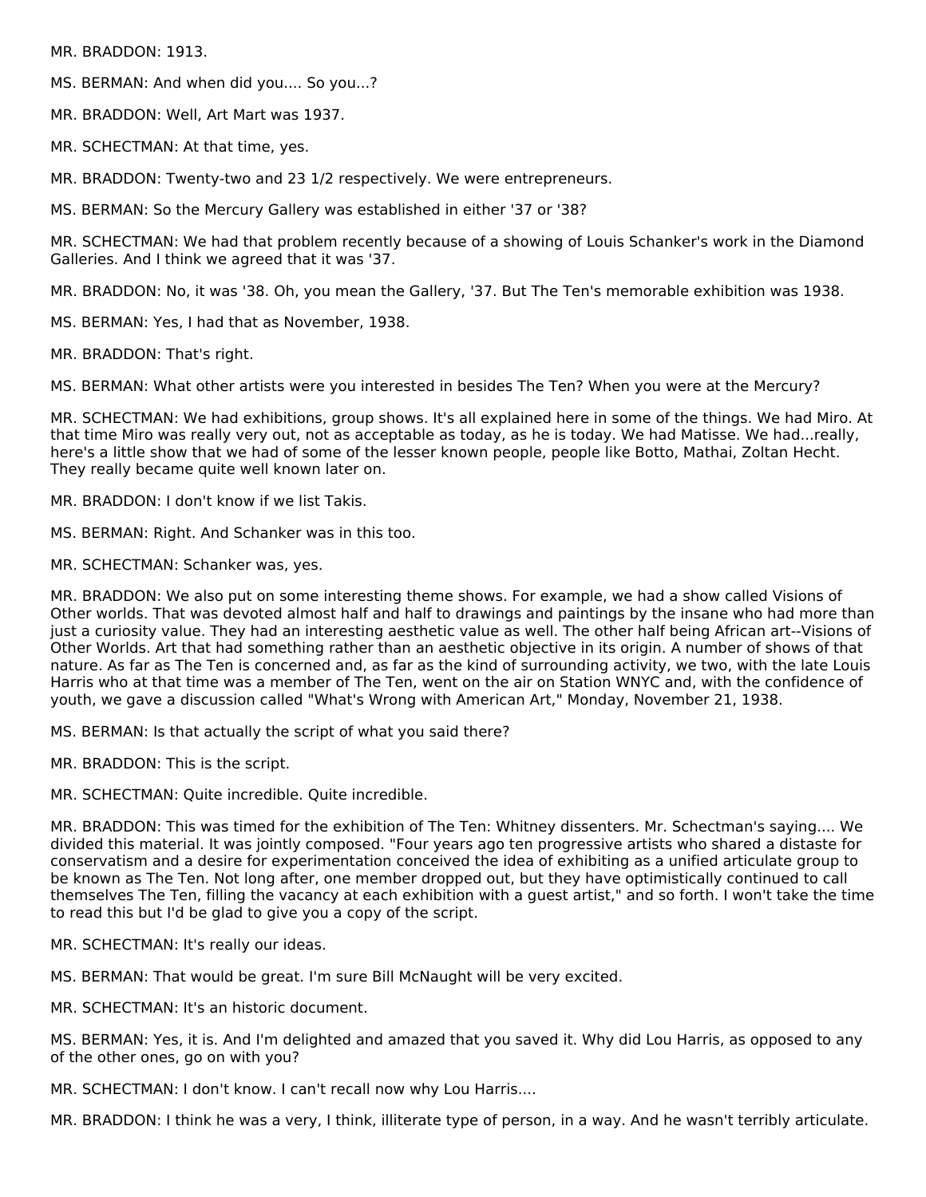MR. BRADDON: 1913.

MS. BERMAN: And when did you.... So you...?

MR. BRADDON: Well, Art Mart was 1937.

MR. SCHECTMAN: At that time, yes.

MR. BRADDON: Twenty-two and 23 1/2 respectively. We were entrepreneurs.

MS. BERMAN: So the Mercury Gallery was established in either '37 or '38?

MR. SCHECTMAN: We had that problem recently because of a showing of Louis Schanker's work in the Diamond Galleries. And I think we agreed that it was '37.

MR. BRADDON: No, it was '38. Oh, you mean the Gallery, '37. But The Ten's memorable exhibition was 1938.

MS. BERMAN: Yes, I had that as November, 1938.

MR. BRADDON: That's right.

MS. BERMAN: What other artists were you interested in besides The Ten? When you were at the Mercury?

MR. SCHECTMAN: We had exhibitions, group shows. It's all explained here in some of the things. We had Miro. At that time Miro was really very out, not as acceptable as today, as he is today. We had Matisse. We had...really, here's a little show that we had of some of the lesser known people, people like Botto, Mathai, Zoltan Hecht. They really became quite well known later on.

MR. BRADDON: I don't know if we list Takis.

MS. BERMAN: Right. And Schanker was in this too.

MR. SCHECTMAN: Schanker was, yes.

MR. BRADDON: We also put on some interesting theme shows. For example, we had a show called Visions of Other worlds. That was devoted almost half and half to drawings and paintings by the insane who had more than just a curiosity value. They had an interesting aesthetic value as well. The other half being African art--Visions of Other Worlds. Art that had something rather than an aesthetic objective in its origin. A number of shows of that nature. As far as The Ten is concerned and, as far as the kind of surrounding activity, we two, with the late Louis Harris who at that time was a member of The Ten, went on the air on Station WNYC and, with the confidence of youth, we gave a discussion called "What's Wrong with American Art," Monday, November 21, 1938.

MS. BERMAN: Is that actually the script of what you said there?

MR. BRADDON: This is the script.

MR. SCHECTMAN: Quite incredible. Quite incredible.

MR. BRADDON: This was timed for the exhibition of The Ten: Whitney dissenters. Mr. Schectman's saying.... We divided this material. It was jointly composed. "Four years ago ten progressive artists who shared a distaste for conservatism and a desire for experimentation conceived the idea of exhibiting as a unified articulate group to be known as The Ten. Not long after, one member dropped out, but they have optimistically continued to call themselves The Ten, filling the vacancy at each exhibition with a guest artist," and so forth. I won't take the time to read this but I'd be glad to give you a copy of the script.

MR. SCHECTMAN: It's really our ideas.

MS. BERMAN: That would be great. I'm sure Bill McNaught will be very excited.

MR. SCHECTMAN: It's an historic document.

MS. BERMAN: Yes, it is. And I'm delighted and amazed that you saved it. Why did Lou Harris, as opposed to any of the other ones, go on with you?

MR. SCHECTMAN: I don't know. I can't recall now why Lou Harris....

MR. BRADDON: I think he was a very, I think, illiterate type of person, in a way. And he wasn't terribly articulate.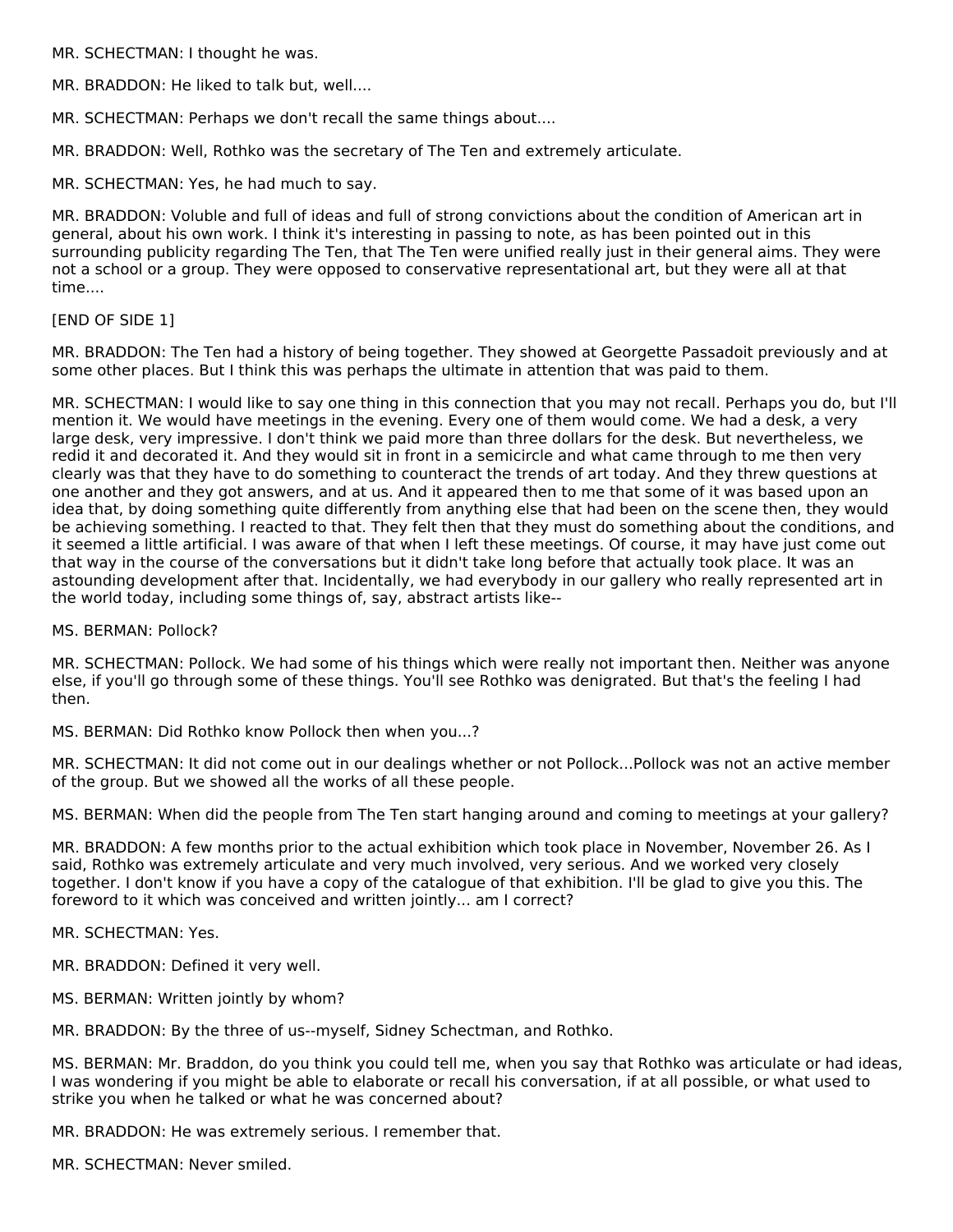MR. SCHECTMAN: I thought he was.

MR. BRADDON: He liked to talk but, well....

MR. SCHECTMAN: Perhaps we don't recall the same things about....

MR. BRADDON: Well, Rothko was the secretary of The Ten and extremely articulate.

MR. SCHECTMAN: Yes, he had much to say.

MR. BRADDON: Voluble and full of ideas and full of strong convictions about the condition of American art in general, about his own work. I think it's interesting in passing to note, as has been pointed out in this surrounding publicity regarding The Ten, that The Ten were unified really just in their general aims. They were not a school or a group. They were opposed to conservative representational art, but they were all at that time....

[END OF SIDE 1]

MR. BRADDON: The Ten had a history of being together. They showed at Georgette Passadoit previously and at some other places. But I think this was perhaps the ultimate in attention that was paid to them.

MR. SCHECTMAN: I would like to say one thing in this connection that you may not recall. Perhaps you do, but I'll mention it. We would have meetings in the evening. Every one of them would come. We had a desk, a very large desk, very impressive. I don't think we paid more than three dollars for the desk. But nevertheless, we redid it and decorated it. And they would sit in front in a semicircle and what came through to me then very clearly was that they have to do something to counteract the trends of art today. And they threw questions at one another and they got answers, and at us. And it appeared then to me that some of it was based upon an idea that, by doing something quite differently from anything else that had been on the scene then, they would be achieving something. I reacted to that. They felt then that they must do something about the conditions, and it seemed a little artificial. I was aware of that when I left these meetings. Of course, it may have just come out that way in the course of the conversations but it didn't take long before that actually took place. It was an astounding development after that. Incidentally, we had everybody in our gallery who really represented art in the world today, including some things of, say, abstract artists like--

MS. BERMAN: Pollock?

MR. SCHECTMAN: Pollock. We had some of his things which were really not important then. Neither was anyone else, if you'll go through some of these things. You'll see Rothko was denigrated. But that's the feeling I had then.

MS. BERMAN: Did Rothko know Pollock then when you...?

MR. SCHECTMAN: It did not come out in our dealings whether or not Pollock...Pollock was not an active member of the group. But we showed all the works of all these people.

MS. BERMAN: When did the people from The Ten start hanging around and coming to meetings at your gallery?

MR. BRADDON: A few months prior to the actual exhibition which took place in November, November 26. As I said, Rothko was extremely articulate and very much involved, very serious. And we worked very closely together. I don't know if you have a copy of the catalogue of that exhibition. I'll be glad to give you this. The foreword to it which was conceived and written jointly... am I correct?

MR. SCHECTMAN: Yes.

MR. BRADDON: Defined it very well.

MS. BERMAN: Written jointly by whom?

MR. BRADDON: By the three of us--myself, Sidney Schectman, and Rothko.

MS. BERMAN: Mr. Braddon, do you think you could tell me, when you say that Rothko was articulate or had ideas, I was wondering if you might be able to elaborate or recall his conversation, if at all possible, or what used to strike you when he talked or what he was concerned about?

MR. BRADDON: He was extremely serious. I remember that.

MR. SCHECTMAN: Never smiled.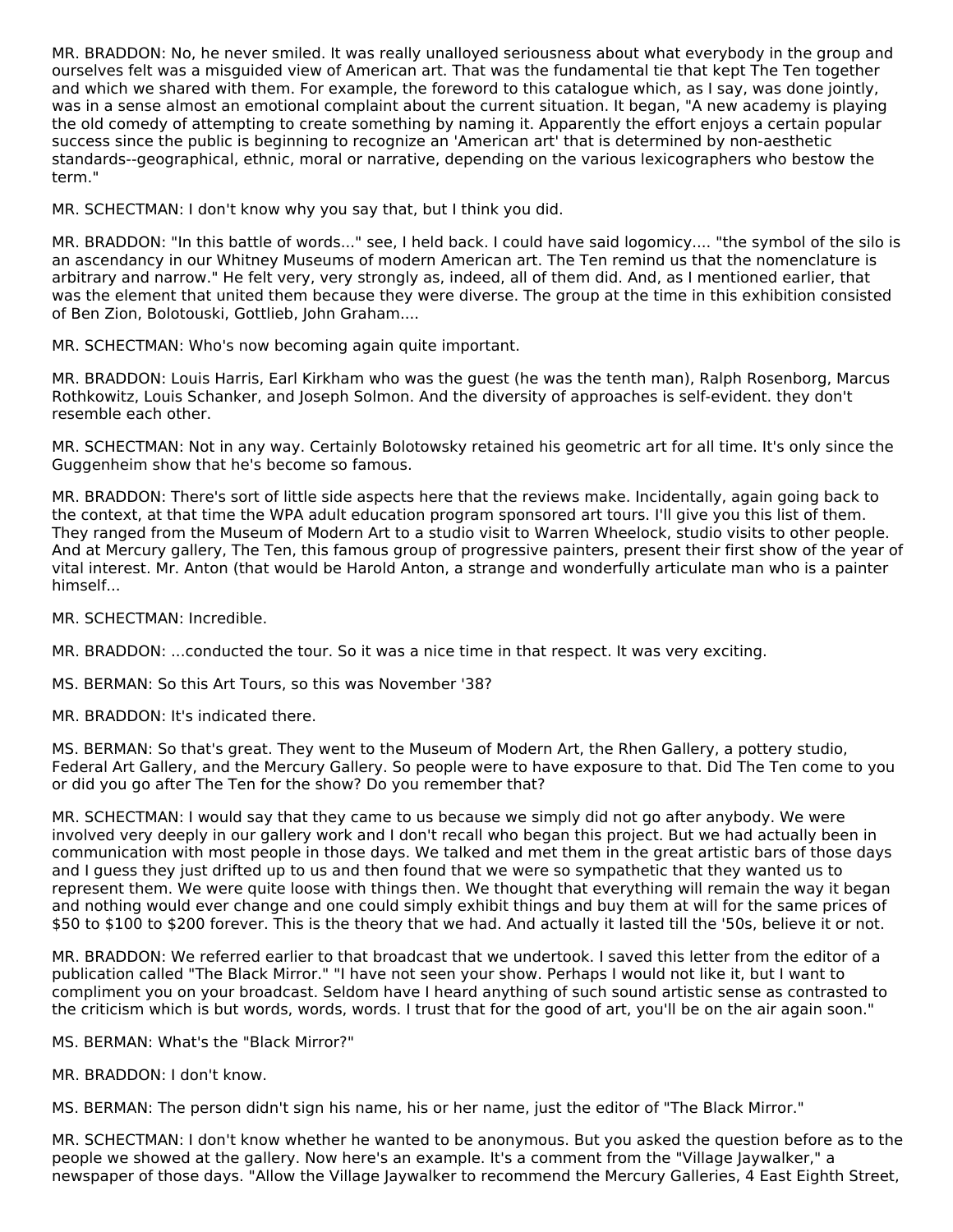MR. BRADDON: No, he never smiled. It was really unalloyed seriousness about what everybody in the group and ourselves felt was a misguided view of American art. That was the fundamental tie that kept The Ten together and which we shared with them. For example, the foreword to this catalogue which, as I say, was done jointly, was in a sense almost an emotional complaint about the current situation. It began, "A new academy is playing the old comedy of attempting to create something by naming it. Apparently the effort enjoys a certain popular success since the public is beginning to recognize an 'American art' that is determined by non-aesthetic standards--geographical, ethnic, moral or narrative, depending on the various lexicographers who bestow the term."

MR. SCHECTMAN: I don't know why you say that, but I think you did.

MR. BRADDON: "In this battle of words..." see, I held back. I could have said logomicy.... "the symbol of the silo is an ascendancy in our Whitney Museums of modern American art. The Ten remind us that the nomenclature is arbitrary and narrow." He felt very, very strongly as, indeed, all of them did. And, as I mentioned earlier, that was the element that united them because they were diverse. The group at the time in this exhibition consisted of Ben Zion, Bolotouski, Gottlieb, John Graham....

MR. SCHECTMAN: Who's now becoming again quite important.

MR. BRADDON: Louis Harris, Earl Kirkham who was the guest (he was the tenth man), Ralph Rosenborg, Marcus Rothkowitz, Louis Schanker, and Joseph Solmon. And the diversity of approaches is self-evident. they don't resemble each other.

MR. SCHECTMAN: Not in any way. Certainly Bolotowsky retained his geometric art for all time. It's only since the Guggenheim show that he's become so famous.

MR. BRADDON: There's sort of little side aspects here that the reviews make. Incidentally, again going back to the context, at that time the WPA adult education program sponsored art tours. I'll give you this list of them. They ranged from the Museum of Modern Art to a studio visit to Warren Wheelock, studio visits to other people. And at Mercury gallery, The Ten, this famous group of progressive painters, present their first show of the year of vital interest. Mr. Anton (that would be Harold Anton, a strange and wonderfully articulate man who is a painter himself...

MR. SCHECTMAN: Incredible.

MR. BRADDON: ...conducted the tour. So it was a nice time in that respect. It was very exciting.

MS. BERMAN: So this Art Tours, so this was November '38?

MR. BRADDON: It's indicated there.

MS. BERMAN: So that's great. They went to the Museum of Modern Art, the Rhen Gallery, a pottery studio, Federal Art Gallery, and the Mercury Gallery. So people were to have exposure to that. Did The Ten come to you or did you go after The Ten for the show? Do you remember that?

MR. SCHECTMAN: I would say that they came to us because we simply did not go after anybody. We were involved very deeply in our gallery work and I don't recall who began this project. But we had actually been in communication with most people in those days. We talked and met them in the great artistic bars of those days and I guess they just drifted up to us and then found that we were so sympathetic that they wanted us to represent them. We were quite loose with things then. We thought that everything will remain the way it began and nothing would ever change and one could simply exhibit things and buy them at will for the same prices of \$50 to \$100 to \$200 forever. This is the theory that we had. And actually it lasted till the '50s, believe it or not.

MR. BRADDON: We referred earlier to that broadcast that we undertook. I saved this letter from the editor of a publication called "The Black Mirror." "I have not seen your show. Perhaps I would not like it, but I want to compliment you on your broadcast. Seldom have I heard anything of such sound artistic sense as contrasted to the criticism which is but words, words, words. I trust that for the good of art, you'll be on the air again soon."

MS. BERMAN: What's the "Black Mirror?"

MR. BRADDON: I don't know.

MS. BERMAN: The person didn't sign his name, his or her name, just the editor of "The Black Mirror."

MR. SCHECTMAN: I don't know whether he wanted to be anonymous. But you asked the question before as to the people we showed at the gallery. Now here's an example. It's a comment from the "Village Jaywalker," a newspaper of those days. "Allow the Village Jaywalker to recommend the Mercury Galleries, 4 East Eighth Street,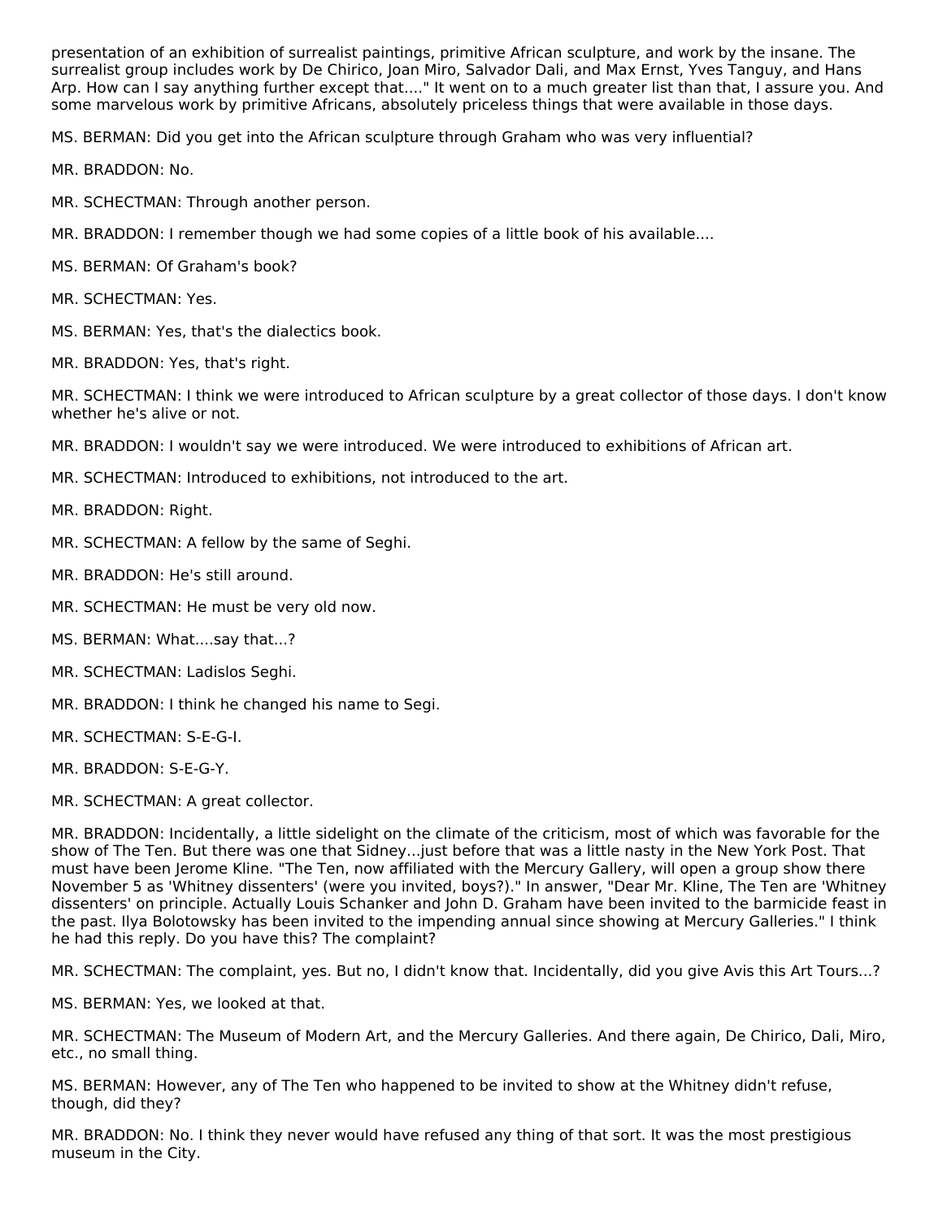presentation of an exhibition of surrealist paintings, primitive African sculpture, and work by the insane. The surrealist group includes work by De Chirico, Joan Miro, Salvador Dali, and Max Ernst, Yves Tanguy, and Hans Arp. How can I say anything further except that...." It went on to a much greater list than that, I assure you. And some marvelous work by primitive Africans, absolutely priceless things that were available in those days.

MS. BERMAN: Did you get into the African sculpture through Graham who was very influential?

MR. BRADDON: No.

MR. SCHECTMAN: Through another person.

MR. BRADDON: I remember though we had some copies of a little book of his available....

MS. BERMAN: Of Graham's book?

MR. SCHECTMAN: Yes.

MS. BERMAN: Yes, that's the dialectics book.

MR. BRADDON: Yes, that's right.

MR. SCHECTMAN: I think we were introduced to African sculpture by a great collector of those days. I don't know whether he's alive or not.

MR. BRADDON: I wouldn't say we were introduced. We were introduced to exhibitions of African art.

MR. SCHECTMAN: Introduced to exhibitions, not introduced to the art.

MR. BRADDON: Right.

MR. SCHECTMAN: A fellow by the same of Seghi.

MR. BRADDON: He's still around.

MR. SCHECTMAN: He must be very old now.

MS. BERMAN: What....say that...?

MR. SCHECTMAN: Ladislos Seghi.

MR. BRADDON: I think he changed his name to Segi.

MR. SCHECTMAN: S-E-G-I.

MR. BRADDON: S-E-G-Y.

MR. SCHECTMAN: A great collector.

MR. BRADDON: Incidentally, a little sidelight on the climate of the criticism, most of which was favorable for the show of The Ten. But there was one that Sidney...just before that was a little nasty in the New York Post. That must have been Jerome Kline. "The Ten, now affiliated with the Mercury Gallery, will open a group show there November 5 as 'Whitney dissenters' (were you invited, boys?)." In answer, "Dear Mr. Kline, The Ten are 'Whitney dissenters' on principle. Actually Louis Schanker and John D. Graham have been invited to the barmicide feast in the past. Ilya Bolotowsky has been invited to the impending annual since showing at Mercury Galleries." I think he had this reply. Do you have this? The complaint?

MR. SCHECTMAN: The complaint, yes. But no, I didn't know that. Incidentally, did you give Avis this Art Tours...?

MS. BERMAN: Yes, we looked at that.

MR. SCHECTMAN: The Museum of Modern Art, and the Mercury Galleries. And there again, De Chirico, Dali, Miro, etc., no small thing.

MS. BERMAN: However, any of The Ten who happened to be invited to show at the Whitney didn't refuse, though, did they?

MR. BRADDON: No. I think they never would have refused any thing of that sort. It was the most prestigious museum in the City.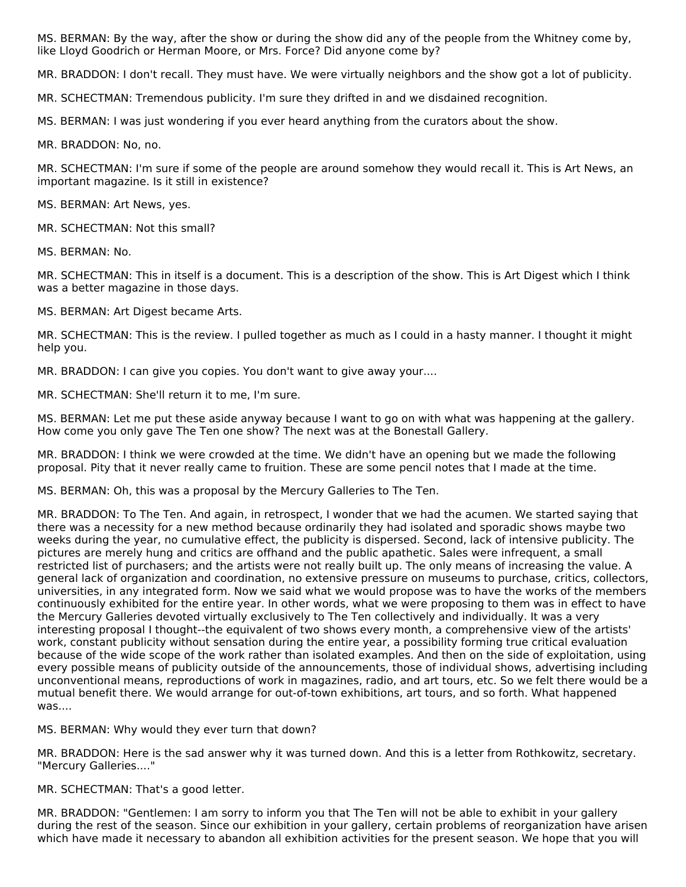MS. BERMAN: By the way, after the show or during the show did any of the people from the Whitney come by, like Lloyd Goodrich or Herman Moore, or Mrs. Force? Did anyone come by?

MR. BRADDON: I don't recall. They must have. We were virtually neighbors and the show got a lot of publicity.

MR. SCHECTMAN: Tremendous publicity. I'm sure they drifted in and we disdained recognition.

MS. BERMAN: I was just wondering if you ever heard anything from the curators about the show.

MR. BRADDON: No, no.

MR. SCHECTMAN: I'm sure if some of the people are around somehow they would recall it. This is Art News, an important magazine. Is it still in existence?

MS. BERMAN: Art News, yes.

MR. SCHECTMAN: Not this small?

MS. BERMAN: No.

MR. SCHECTMAN: This in itself is a document. This is a description of the show. This is Art Digest which I think was a better magazine in those days.

MS. BERMAN: Art Digest became Arts.

MR. SCHECTMAN: This is the review. I pulled together as much as I could in a hasty manner. I thought it might help you.

MR. BRADDON: I can give you copies. You don't want to give away your....

MR. SCHECTMAN: She'll return it to me, I'm sure.

MS. BERMAN: Let me put these aside anyway because I want to go on with what was happening at the gallery. How come you only gave The Ten one show? The next was at the Bonestall Gallery.

MR. BRADDON: I think we were crowded at the time. We didn't have an opening but we made the following proposal. Pity that it never really came to fruition. These are some pencil notes that I made at the time.

MS. BERMAN: Oh, this was a proposal by the Mercury Galleries to The Ten.

MR. BRADDON: To The Ten. And again, in retrospect, I wonder that we had the acumen. We started saying that there was a necessity for a new method because ordinarily they had isolated and sporadic shows maybe two weeks during the year, no cumulative effect, the publicity is dispersed. Second, lack of intensive publicity. The pictures are merely hung and critics are offhand and the public apathetic. Sales were infrequent, a small restricted list of purchasers; and the artists were not really built up. The only means of increasing the value. A general lack of organization and coordination, no extensive pressure on museums to purchase, critics, collectors, universities, in any integrated form. Now we said what we would propose was to have the works of the members continuously exhibited for the entire year. In other words, what we were proposing to them was in effect to have the Mercury Galleries devoted virtually exclusively to The Ten collectively and individually. It was a very interesting proposal I thought--the equivalent of two shows every month, a comprehensive view of the artists' work, constant publicity without sensation during the entire year, a possibility forming true critical evaluation because of the wide scope of the work rather than isolated examples. And then on the side of exploitation, using every possible means of publicity outside of the announcements, those of individual shows, advertising including unconventional means, reproductions of work in magazines, radio, and art tours, etc. So we felt there would be a mutual benefit there. We would arrange for out-of-town exhibitions, art tours, and so forth. What happened was....

MS. BERMAN: Why would they ever turn that down?

MR. BRADDON: Here is the sad answer why it was turned down. And this is a letter from Rothkowitz, secretary. "Mercury Galleries...."

MR. SCHECTMAN: That's a good letter.

MR. BRADDON: "Gentlemen: I am sorry to inform you that The Ten will not be able to exhibit in your gallery during the rest of the season. Since our exhibition in your gallery, certain problems of reorganization have arisen which have made it necessary to abandon all exhibition activities for the present season. We hope that you will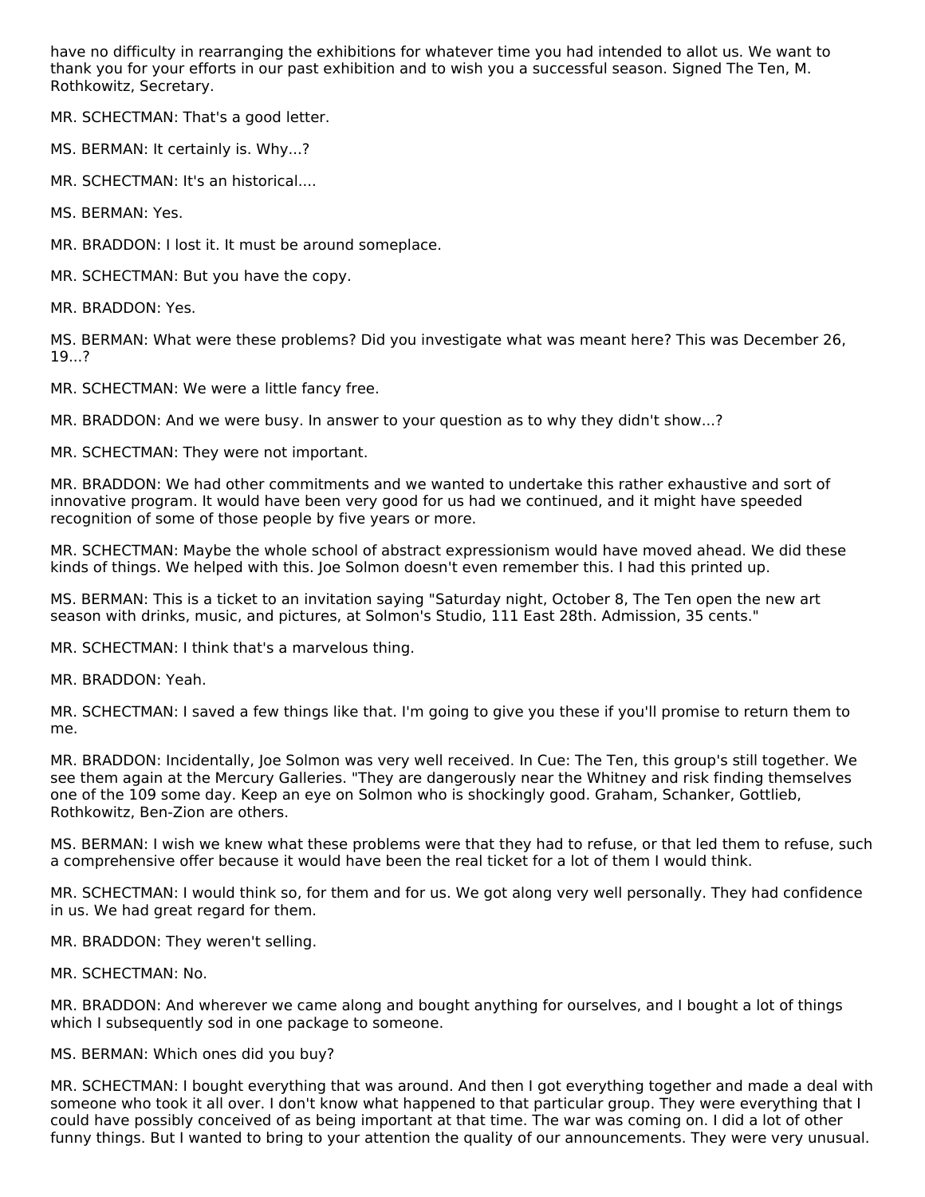have no difficulty in rearranging the exhibitions for whatever time you had intended to allot us. We want to thank you for your efforts in our past exhibition and to wish you a successful season. Signed The Ten, M. Rothkowitz, Secretary.

MR. SCHECTMAN: That's a good letter.

MS. BERMAN: It certainly is. Why...?

MR. SCHECTMAN: It's an historical....

MS. BERMAN: Yes.

MR. BRADDON: I lost it. It must be around someplace.

MR. SCHECTMAN: But you have the copy.

MR. BRADDON: Yes.

MS. BERMAN: What were these problems? Did you investigate what was meant here? This was December 26, 19...?

MR. SCHECTMAN: We were a little fancy free.

MR. BRADDON: And we were busy. In answer to your question as to why they didn't show...?

MR. SCHECTMAN: They were not important.

MR. BRADDON: We had other commitments and we wanted to undertake this rather exhaustive and sort of innovative program. It would have been very good for us had we continued, and it might have speeded recognition of some of those people by five years or more.

MR. SCHECTMAN: Maybe the whole school of abstract expressionism would have moved ahead. We did these kinds of things. We helped with this. Joe Solmon doesn't even remember this. I had this printed up.

MS. BERMAN: This is a ticket to an invitation saying "Saturday night, October 8, The Ten open the new art season with drinks, music, and pictures, at Solmon's Studio, 111 East 28th. Admission, 35 cents."

MR. SCHECTMAN: I think that's a marvelous thing.

MR. BRADDON: Yeah.

MR. SCHECTMAN: I saved a few things like that. I'm going to give you these if you'll promise to return them to me.

MR. BRADDON: Incidentally, Joe Solmon was very well received. In Cue: The Ten, this group's still together. We see them again at the Mercury Galleries. "They are dangerously near the Whitney and risk finding themselves one of the 109 some day. Keep an eye on Solmon who is shockingly good. Graham, Schanker, Gottlieb, Rothkowitz, Ben-Zion are others.

MS. BERMAN: I wish we knew what these problems were that they had to refuse, or that led them to refuse, such a comprehensive offer because it would have been the real ticket for a lot of them I would think.

MR. SCHECTMAN: I would think so, for them and for us. We got along very well personally. They had confidence in us. We had great regard for them.

MR. BRADDON: They weren't selling.

MR. SCHECTMAN: No.

MR. BRADDON: And wherever we came along and bought anything for ourselves, and I bought a lot of things which I subsequently sod in one package to someone.

MS. BERMAN: Which ones did you buy?

MR. SCHECTMAN: I bought everything that was around. And then I got everything together and made a deal with someone who took it all over. I don't know what happened to that particular group. They were everything that I could have possibly conceived of as being important at that time. The war was coming on. I did a lot of other funny things. But I wanted to bring to your attention the quality of our announcements. They were very unusual.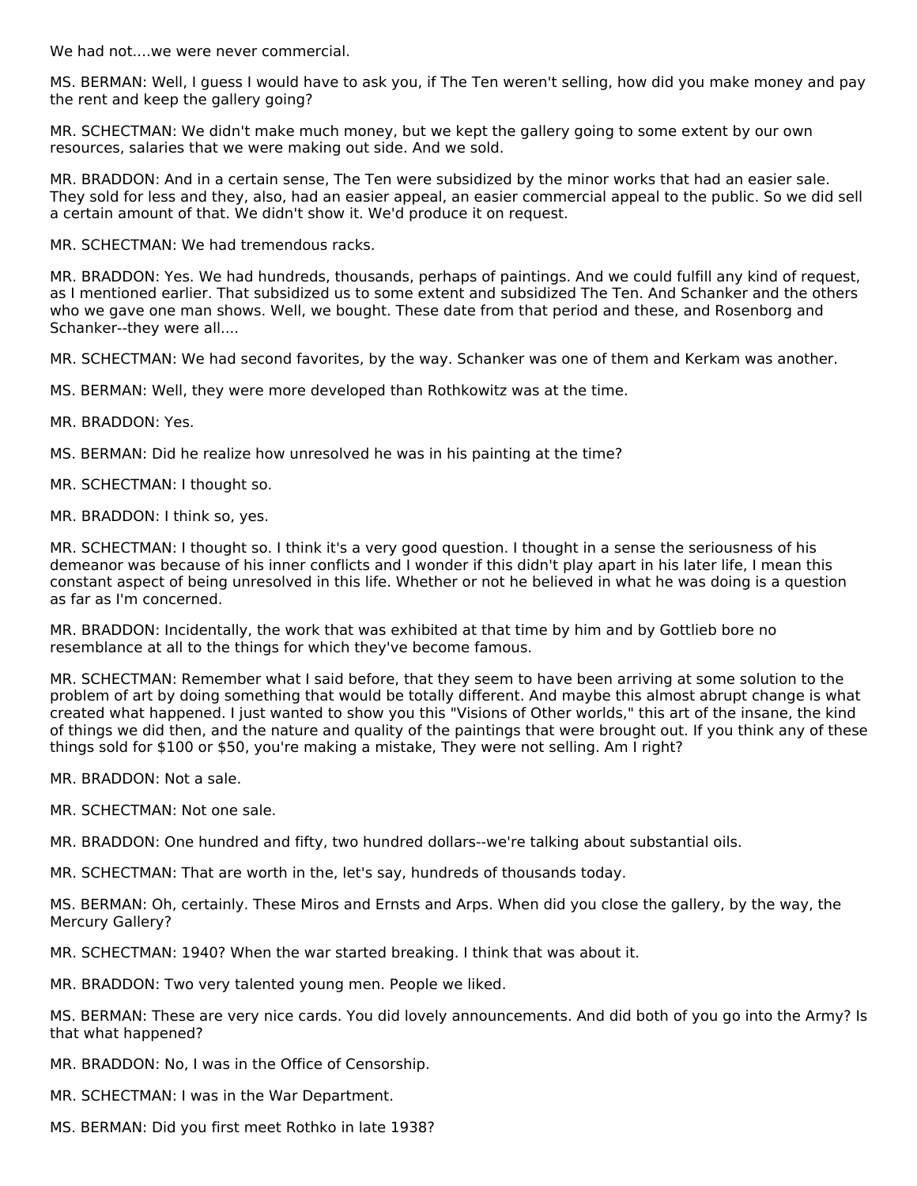We had not....we were never commercial.

MS. BERMAN: Well, I guess I would have to ask you, if The Ten weren't selling, how did you make money and pay the rent and keep the gallery going?

MR. SCHECTMAN: We didn't make much money, but we kept the gallery going to some extent by our own resources, salaries that we were making out side. And we sold.

MR. BRADDON: And in a certain sense, The Ten were subsidized by the minor works that had an easier sale. They sold for less and they, also, had an easier appeal, an easier commercial appeal to the public. So we did sell a certain amount of that. We didn't show it. We'd produce it on request.

MR. SCHECTMAN: We had tremendous racks.

MR. BRADDON: Yes. We had hundreds, thousands, perhaps of paintings. And we could fulfill any kind of request, as I mentioned earlier. That subsidized us to some extent and subsidized The Ten. And Schanker and the others who we gave one man shows. Well, we bought. These date from that period and these, and Rosenborg and Schanker--they were all....

MR. SCHECTMAN: We had second favorites, by the way. Schanker was one of them and Kerkam was another.

MS. BERMAN: Well, they were more developed than Rothkowitz was at the time.

MR. BRADDON: Yes.

MS. BERMAN: Did he realize how unresolved he was in his painting at the time?

MR. SCHECTMAN: I thought so.

MR. BRADDON: I think so, yes.

MR. SCHECTMAN: I thought so. I think it's a very good question. I thought in a sense the seriousness of his demeanor was because of his inner conflicts and I wonder if this didn't play apart in his later life, I mean this constant aspect of being unresolved in this life. Whether or not he believed in what he was doing is a question as far as I'm concerned.

MR. BRADDON: Incidentally, the work that was exhibited at that time by him and by Gottlieb bore no resemblance at all to the things for which they've become famous.

MR. SCHECTMAN: Remember what I said before, that they seem to have been arriving at some solution to the problem of art by doing something that would be totally different. And maybe this almost abrupt change is what created what happened. I just wanted to show you this "Visions of Other worlds," this art of the insane, the kind of things we did then, and the nature and quality of the paintings that were brought out. If you think any of these things sold for $100 or $50, you're making a mistake, They were not selling. Am I right?

MR. BRADDON: Not a sale.

MR. SCHECTMAN: Not one sale.

MR. BRADDON: One hundred and fifty, two hundred dollars--we're talking about substantial oils.

MR. SCHECTMAN: That are worth in the, let's say, hundreds of thousands today.

MS. BERMAN: Oh, certainly. These Miros and Ernsts and Arps. When did you close the gallery, by the way, the Mercury Gallery?

MR. SCHECTMAN: 1940? When the war started breaking. I think that was about it.

MR. BRADDON: Two very talented young men. People we liked.

MS. BERMAN: These are very nice cards. You did lovely announcements. And did both of you go into the Army? Is that what happened?

MR. BRADDON: No, I was in the Office of Censorship.

MR. SCHECTMAN: I was in the War Department.

MS. BERMAN: Did you first meet Rothko in late 1938?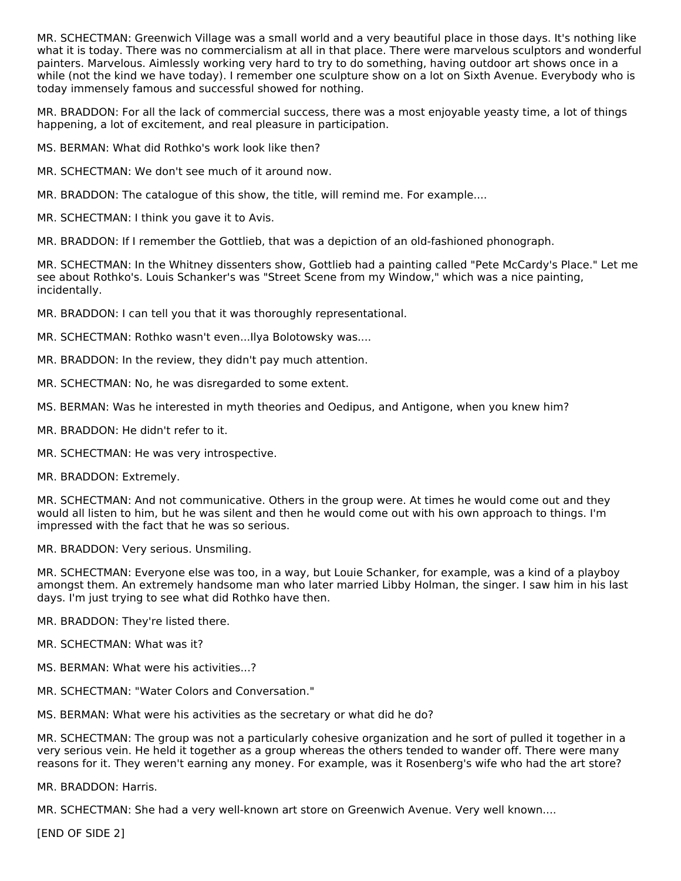MR. SCHECTMAN: Greenwich Village was a small world and a very beautiful place in those days. It's nothing like what it is today. There was no commercialism at all in that place. There were marvelous sculptors and wonderful painters. Marvelous. Aimlessly working very hard to try to do something, having outdoor art shows once in a while (not the kind we have today). I remember one sculpture show on a lot on Sixth Avenue. Everybody who is today immensely famous and successful showed for nothing.

MR. BRADDON: For all the lack of commercial success, there was a most enjoyable yeasty time, a lot of things happening, a lot of excitement, and real pleasure in participation.

MS. BERMAN: What did Rothko's work look like then?

MR. SCHECTMAN: We don't see much of it around now.

MR. BRADDON: The catalogue of this show, the title, will remind me. For example....

MR. SCHECTMAN: I think you gave it to Avis.

MR. BRADDON: If I remember the Gottlieb, that was a depiction of an old-fashioned phonograph.

MR. SCHECTMAN: In the Whitney dissenters show, Gottlieb had a painting called "Pete McCardy's Place." Let me see about Rothko's. Louis Schanker's was "Street Scene from my Window," which was a nice painting, incidentally.

MR. BRADDON: I can tell you that it was thoroughly representational.

MR. SCHECTMAN: Rothko wasn't even...Ilya Bolotowsky was....

MR. BRADDON: In the review, they didn't pay much attention.

MR. SCHECTMAN: No, he was disregarded to some extent.

MS. BERMAN: Was he interested in myth theories and Oedipus, and Antigone, when you knew him?

MR. BRADDON: He didn't refer to it.

MR. SCHECTMAN: He was very introspective.

MR. BRADDON: Extremely.

MR. SCHECTMAN: And not communicative. Others in the group were. At times he would come out and they would all listen to him, but he was silent and then he would come out with his own approach to things. I'm impressed with the fact that he was so serious.

MR. BRADDON: Very serious. Unsmiling.

MR. SCHECTMAN: Everyone else was too, in a way, but Louie Schanker, for example, was a kind of a playboy amongst them. An extremely handsome man who later married Libby Holman, the singer. I saw him in his last days. I'm just trying to see what did Rothko have then.

MR. BRADDON: They're listed there.

MR. SCHECTMAN: What was it?

MS. BERMAN: What were his activities...?

MR. SCHECTMAN: "Water Colors and Conversation."

MS. BERMAN: What were his activities as the secretary or what did he do?

MR. SCHECTMAN: The group was not a particularly cohesive organization and he sort of pulled it together in a very serious vein. He held it together as a group whereas the others tended to wander off. There were many reasons for it. They weren't earning any money. For example, was it Rosenberg's wife who had the art store?

MR. BRADDON: Harris.

MR. SCHECTMAN: She had a very well-known art store on Greenwich Avenue. Very well known....

[END OF SIDE 2]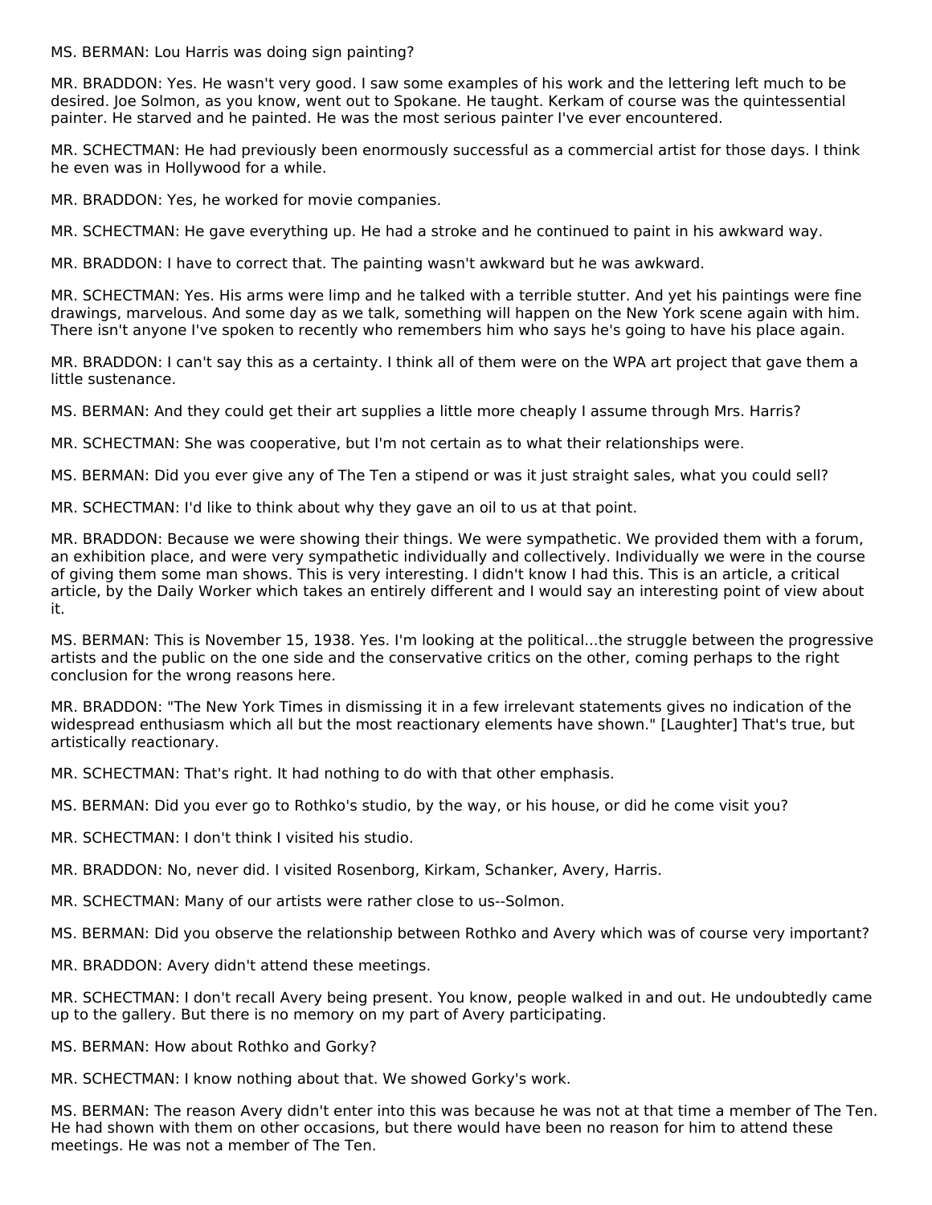MS. BERMAN: Lou Harris was doing sign painting?

MR. BRADDON: Yes. He wasn't very good. I saw some examples of his work and the lettering left much to be desired. Joe Solmon, as you know, went out to Spokane. He taught. Kerkam of course was the quintessential painter. He starved and he painted. He was the most serious painter I've ever encountered.

MR. SCHECTMAN: He had previously been enormously successful as a commercial artist for those days. I think he even was in Hollywood for a while.

MR. BRADDON: Yes, he worked for movie companies.

MR. SCHECTMAN: He gave everything up. He had a stroke and he continued to paint in his awkward way.

MR. BRADDON: I have to correct that. The painting wasn't awkward but he was awkward.

MR. SCHECTMAN: Yes. His arms were limp and he talked with a terrible stutter. And yet his paintings were fine drawings, marvelous. And some day as we talk, something will happen on the New York scene again with him. There isn't anyone I've spoken to recently who remembers him who says he's going to have his place again.

MR. BRADDON: I can't say this as a certainty. I think all of them were on the WPA art project that gave them a little sustenance.

MS. BERMAN: And they could get their art supplies a little more cheaply I assume through Mrs. Harris?

MR. SCHECTMAN: She was cooperative, but I'm not certain as to what their relationships were.

MS. BERMAN: Did you ever give any of The Ten a stipend or was it just straight sales, what you could sell?

MR. SCHECTMAN: I'd like to think about why they gave an oil to us at that point.

MR. BRADDON: Because we were showing their things. We were sympathetic. We provided them with a forum, an exhibition place, and were very sympathetic individually and collectively. Individually we were in the course of giving them some man shows. This is very interesting. I didn't know I had this. This is an article, a critical article, by the Daily Worker which takes an entirely different and I would say an interesting point of view about it.

MS. BERMAN: This is November 15, 1938. Yes. I'm looking at the political...the struggle between the progressive artists and the public on the one side and the conservative critics on the other, coming perhaps to the right conclusion for the wrong reasons here.

MR. BRADDON: "The New York Times in dismissing it in a few irrelevant statements gives no indication of the widespread enthusiasm which all but the most reactionary elements have shown." [Laughter] That's true, but artistically reactionary.

MR. SCHECTMAN: That's right. It had nothing to do with that other emphasis.

MS. BERMAN: Did you ever go to Rothko's studio, by the way, or his house, or did he come visit you?

MR. SCHECTMAN: I don't think I visited his studio.

MR. BRADDON: No, never did. I visited Rosenborg, Kirkam, Schanker, Avery, Harris.

MR. SCHECTMAN: Many of our artists were rather close to us--Solmon.

MS. BERMAN: Did you observe the relationship between Rothko and Avery which was of course very important?

MR. BRADDON: Avery didn't attend these meetings.

MR. SCHECTMAN: I don't recall Avery being present. You know, people walked in and out. He undoubtedly came up to the gallery. But there is no memory on my part of Avery participating.

MS. BERMAN: How about Rothko and Gorky?

MR. SCHECTMAN: I know nothing about that. We showed Gorky's work.

MS. BERMAN: The reason Avery didn't enter into this was because he was not at that time a member of The Ten. He had shown with them on other occasions, but there would have been no reason for him to attend these meetings. He was not a member of The Ten.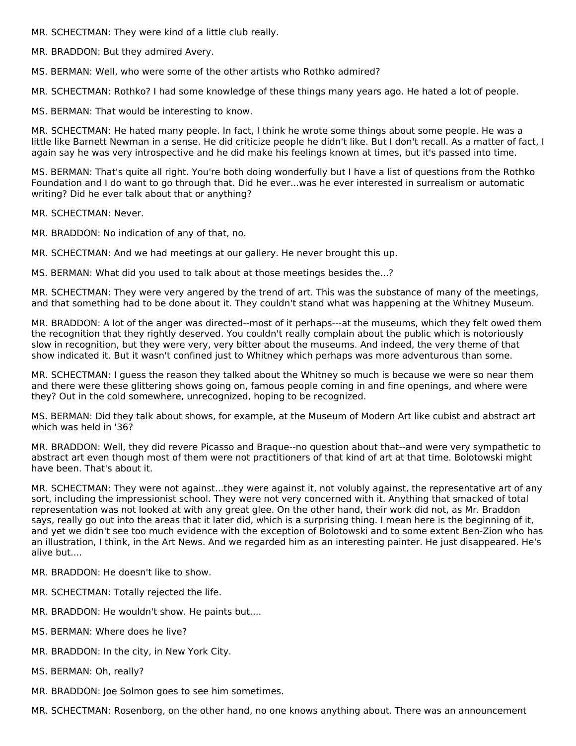MR. SCHECTMAN: They were kind of a little club really.

MR. BRADDON: But they admired Avery.

MS. BERMAN: Well, who were some of the other artists who Rothko admired?

MR. SCHECTMAN: Rothko? I had some knowledge of these things many years ago. He hated a lot of people.

MS. BERMAN: That would be interesting to know.

MR. SCHECTMAN: He hated many people. In fact, I think he wrote some things about some people. He was a little like Barnett Newman in a sense. He did criticize people he didn't like. But I don't recall. As a matter of fact, I again say he was very introspective and he did make his feelings known at times, but it's passed into time.

MS. BERMAN: That's quite all right. You're both doing wonderfully but I have a list of questions from the Rothko Foundation and I do want to go through that. Did he ever...was he ever interested in surrealism or automatic writing? Did he ever talk about that or anything?

MR. SCHECTMAN: Never.

MR. BRADDON: No indication of any of that, no.

MR. SCHECTMAN: And we had meetings at our gallery. He never brought this up.

MS. BERMAN: What did you used to talk about at those meetings besides the...?

MR. SCHECTMAN: They were very angered by the trend of art. This was the substance of many of the meetings, and that something had to be done about it. They couldn't stand what was happening at the Whitney Museum.

MR. BRADDON: A lot of the anger was directed--most of it perhaps---at the museums, which they felt owed them the recognition that they rightly deserved. You couldn't really complain about the public which is notoriously slow in recognition, but they were very, very bitter about the museums. And indeed, the very theme of that show indicated it. But it wasn't confined just to Whitney which perhaps was more adventurous than some.

MR. SCHECTMAN: I guess the reason they talked about the Whitney so much is because we were so near them and there were these glittering shows going on, famous people coming in and fine openings, and where were they? Out in the cold somewhere, unrecognized, hoping to be recognized.

MS. BERMAN: Did they talk about shows, for example, at the Museum of Modern Art like cubist and abstract art which was held in '36?

MR. BRADDON: Well, they did revere Picasso and Braque--no question about that--and were very sympathetic to abstract art even though most of them were not practitioners of that kind of art at that time. Bolotowski might have been. That's about it.

MR. SCHECTMAN: They were not against...they were against it, not volubly against, the representative art of any sort, including the impressionist school. They were not very concerned with it. Anything that smacked of total representation was not looked at with any great glee. On the other hand, their work did not, as Mr. Braddon says, really go out into the areas that it later did, which is a surprising thing. I mean here is the beginning of it, and yet we didn't see too much evidence with the exception of Bolotowski and to some extent Ben-Zion who has an illustration, I think, in the Art News. And we regarded him as an interesting painter. He just disappeared. He's alive but....

MR. BRADDON: He doesn't like to show.

MR. SCHECTMAN: Totally rejected the life.

MR. BRADDON: He wouldn't show. He paints but....

MS. BERMAN: Where does he live?

MR. BRADDON: In the city, in New York City.

MS. BERMAN: Oh, really?

MR. BRADDON: Joe Solmon goes to see him sometimes.

MR. SCHECTMAN: Rosenborg, on the other hand, no one knows anything about. There was an announcement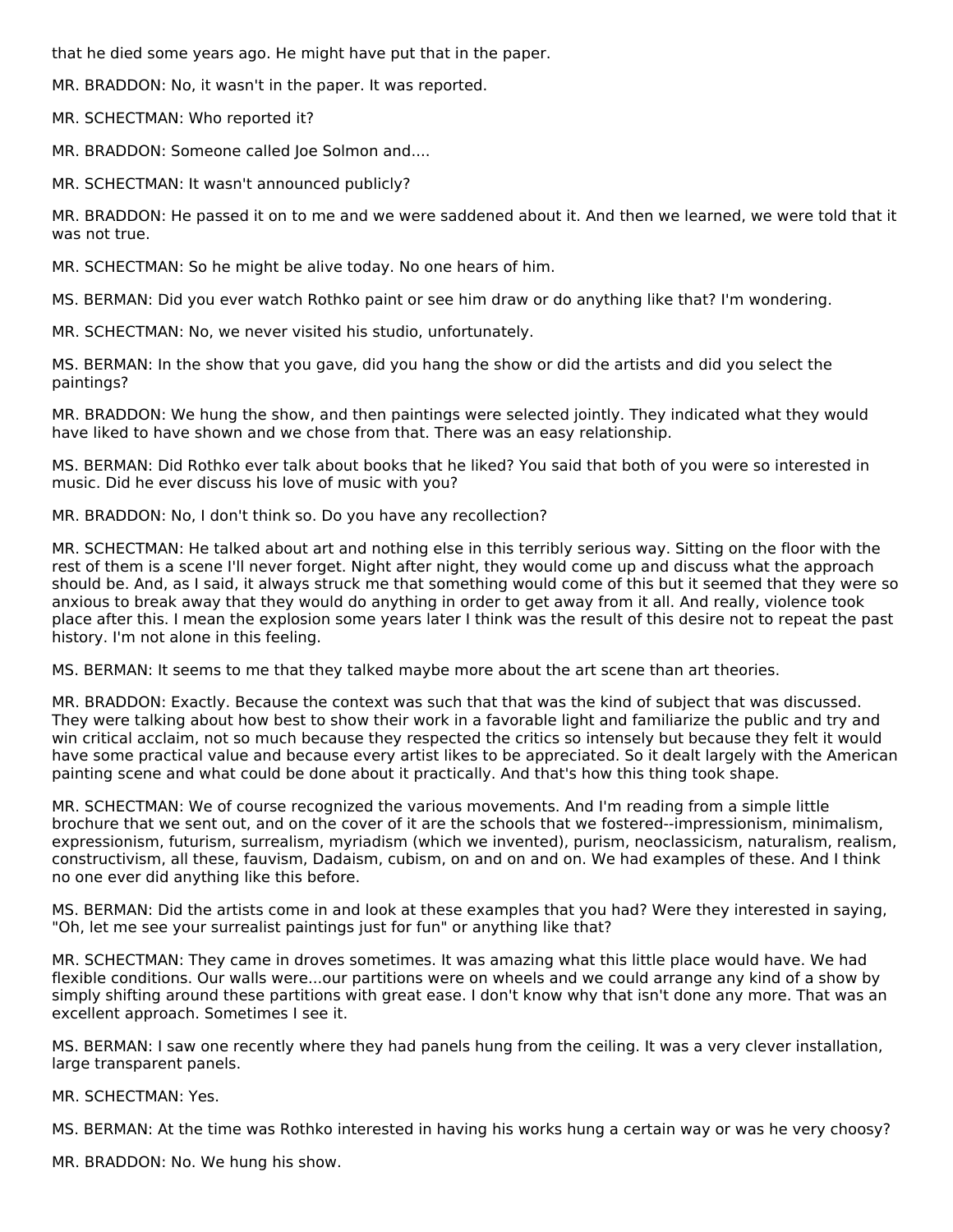that he died some years ago. He might have put that in the paper.

MR. BRADDON: No, it wasn't in the paper. It was reported.

MR. SCHECTMAN: Who reported it?

MR. BRADDON: Someone called Joe Solmon and....

MR. SCHECTMAN: It wasn't announced publicly?

MR. BRADDON: He passed it on to me and we were saddened about it. And then we learned, we were told that it was not true.

MR. SCHECTMAN: So he might be alive today. No one hears of him.

MS. BERMAN: Did you ever watch Rothko paint or see him draw or do anything like that? I'm wondering.

MR. SCHECTMAN: No, we never visited his studio, unfortunately.

MS. BERMAN: In the show that you gave, did you hang the show or did the artists and did you select the paintings?

MR. BRADDON: We hung the show, and then paintings were selected jointly. They indicated what they would have liked to have shown and we chose from that. There was an easy relationship.

MS. BERMAN: Did Rothko ever talk about books that he liked? You said that both of you were so interested in music. Did he ever discuss his love of music with you?

MR. BRADDON: No, I don't think so. Do you have any recollection?

MR. SCHECTMAN: He talked about art and nothing else in this terribly serious way. Sitting on the floor with the rest of them is a scene I'll never forget. Night after night, they would come up and discuss what the approach should be. And, as I said, it always struck me that something would come of this but it seemed that they were so anxious to break away that they would do anything in order to get away from it all. And really, violence took place after this. I mean the explosion some years later I think was the result of this desire not to repeat the past history. I'm not alone in this feeling.

MS. BERMAN: It seems to me that they talked maybe more about the art scene than art theories.

MR. BRADDON: Exactly. Because the context was such that that was the kind of subject that was discussed. They were talking about how best to show their work in a favorable light and familiarize the public and try and win critical acclaim, not so much because they respected the critics so intensely but because they felt it would have some practical value and because every artist likes to be appreciated. So it dealt largely with the American painting scene and what could be done about it practically. And that's how this thing took shape.

MR. SCHECTMAN: We of course recognized the various movements. And I'm reading from a simple little brochure that we sent out, and on the cover of it are the schools that we fostered--impressionism, minimalism, expressionism, futurism, surrealism, myriadism (which we invented), purism, neoclassicism, naturalism, realism, constructivism, all these, fauvism, Dadaism, cubism, on and on and on. We had examples of these. And I think no one ever did anything like this before.

MS. BERMAN: Did the artists come in and look at these examples that you had? Were they interested in saying, "Oh, let me see your surrealist paintings just for fun" or anything like that?

MR. SCHECTMAN: They came in droves sometimes. It was amazing what this little place would have. We had flexible conditions. Our walls were...our partitions were on wheels and we could arrange any kind of a show by simply shifting around these partitions with great ease. I don't know why that isn't done any more. That was an excellent approach. Sometimes I see it.

MS. BERMAN: I saw one recently where they had panels hung from the ceiling. It was a very clever installation, large transparent panels.

MR. SCHECTMAN: Yes.

MS. BERMAN: At the time was Rothko interested in having his works hung a certain way or was he very choosy?

MR. BRADDON: No. We hung his show.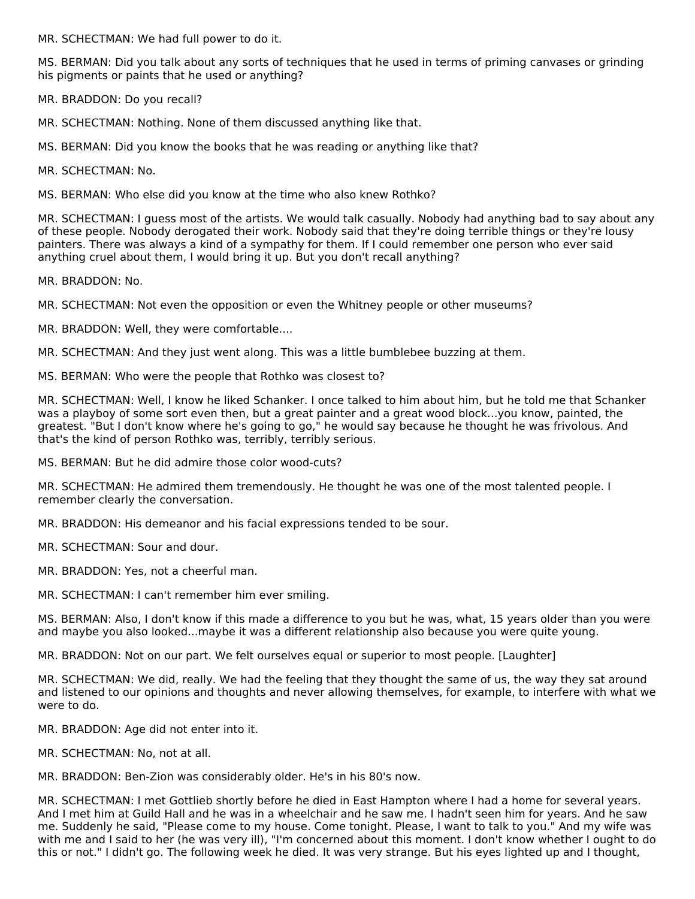MR. SCHECTMAN: We had full power to do it.

MS. BERMAN: Did you talk about any sorts of techniques that he used in terms of priming canvases or grinding his pigments or paints that he used or anything?

MR. BRADDON: Do you recall?

MR. SCHECTMAN: Nothing. None of them discussed anything like that.

MS. BERMAN: Did you know the books that he was reading or anything like that?

MR. SCHECTMAN: No.

MS. BERMAN: Who else did you know at the time who also knew Rothko?

MR. SCHECTMAN: I guess most of the artists. We would talk casually. Nobody had anything bad to say about any of these people. Nobody derogated their work. Nobody said that they're doing terrible things or they're lousy painters. There was always a kind of a sympathy for them. If I could remember one person who ever said anything cruel about them, I would bring it up. But you don't recall anything?

MR. BRADDON: No.

MR. SCHECTMAN: Not even the opposition or even the Whitney people or other museums?

MR. BRADDON: Well, they were comfortable....

MR. SCHECTMAN: And they just went along. This was a little bumblebee buzzing at them.

MS. BERMAN: Who were the people that Rothko was closest to?

MR. SCHECTMAN: Well, I know he liked Schanker. I once talked to him about him, but he told me that Schanker was a playboy of some sort even then, but a great painter and a great wood block...you know, painted, the greatest. "But I don't know where he's going to go," he would say because he thought he was frivolous. And that's the kind of person Rothko was, terribly, terribly serious.

MS. BERMAN: But he did admire those color wood-cuts?

MR. SCHECTMAN: He admired them tremendously. He thought he was one of the most talented people. I remember clearly the conversation.

MR. BRADDON: His demeanor and his facial expressions tended to be sour.

MR. SCHECTMAN: Sour and dour.

MR. BRADDON: Yes, not a cheerful man.

MR. SCHECTMAN: I can't remember him ever smiling.

MS. BERMAN: Also, I don't know if this made a difference to you but he was, what, 15 years older than you were and maybe you also looked...maybe it was a different relationship also because you were quite young.

MR. BRADDON: Not on our part. We felt ourselves equal or superior to most people. [Laughter]

MR. SCHECTMAN: We did, really. We had the feeling that they thought the same of us, the way they sat around and listened to our opinions and thoughts and never allowing themselves, for example, to interfere with what we were to do.

MR. BRADDON: Age did not enter into it.

MR. SCHECTMAN: No, not at all.

MR. BRADDON: Ben-Zion was considerably older. He's in his 80's now.

MR. SCHECTMAN: I met Gottlieb shortly before he died in East Hampton where I had a home for several years. And I met him at Guild Hall and he was in a wheelchair and he saw me. I hadn't seen him for years. And he saw me. Suddenly he said, "Please come to my house. Come tonight. Please, I want to talk to you." And my wife was with me and I said to her (he was very ill), "I'm concerned about this moment. I don't know whether I ought to do this or not." I didn't go. The following week he died. It was very strange. But his eyes lighted up and I thought,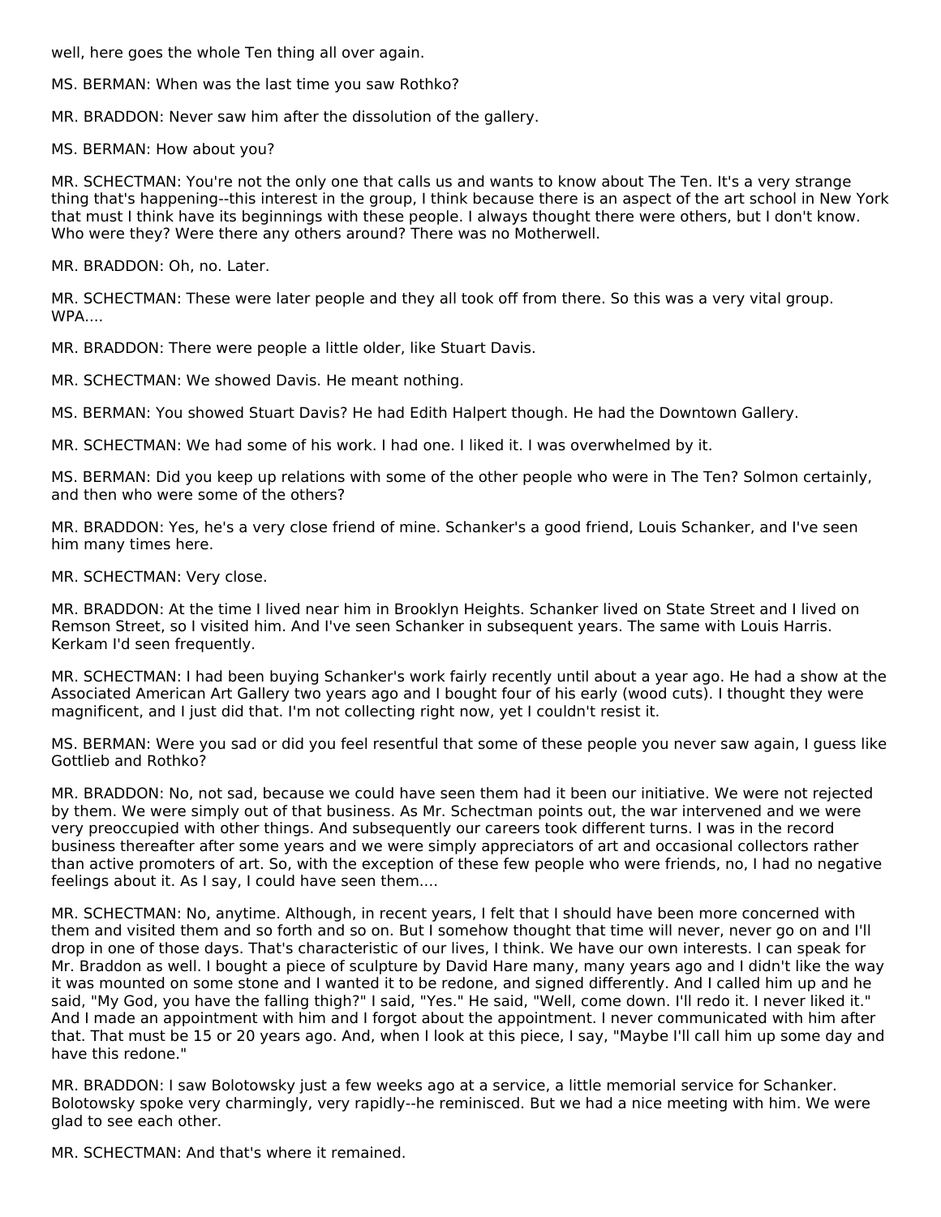well, here goes the whole Ten thing all over again.

MS. BERMAN: When was the last time you saw Rothko?

MR. BRADDON: Never saw him after the dissolution of the gallery.

MS. BERMAN: How about you?

MR. SCHECTMAN: You're not the only one that calls us and wants to know about The Ten. It's a very strange thing that's happening--this interest in the group, I think because there is an aspect of the art school in New York that must I think have its beginnings with these people. I always thought there were others, but I don't know. Who were they? Were there any others around? There was no Motherwell.

MR. BRADDON: Oh, no. Later.

MR. SCHECTMAN: These were later people and they all took off from there. So this was a very vital group. WPA....

MR. BRADDON: There were people a little older, like Stuart Davis.

MR. SCHECTMAN: We showed Davis. He meant nothing.

MS. BERMAN: You showed Stuart Davis? He had Edith Halpert though. He had the Downtown Gallery.

MR. SCHECTMAN: We had some of his work. I had one. I liked it. I was overwhelmed by it.

MS. BERMAN: Did you keep up relations with some of the other people who were in The Ten? Solmon certainly, and then who were some of the others?

MR. BRADDON: Yes, he's a very close friend of mine. Schanker's a good friend, Louis Schanker, and I've seen him many times here.

MR. SCHECTMAN: Very close.

MR. BRADDON: At the time I lived near him in Brooklyn Heights. Schanker lived on State Street and I lived on Remson Street, so I visited him. And I've seen Schanker in subsequent years. The same with Louis Harris. Kerkam I'd seen frequently.

MR. SCHECTMAN: I had been buying Schanker's work fairly recently until about a year ago. He had a show at the Associated American Art Gallery two years ago and I bought four of his early (wood cuts). I thought they were magnificent, and I just did that. I'm not collecting right now, yet I couldn't resist it.

MS. BERMAN: Were you sad or did you feel resentful that some of these people you never saw again, I guess like Gottlieb and Rothko?

MR. BRADDON: No, not sad, because we could have seen them had it been our initiative. We were not rejected by them. We were simply out of that business. As Mr. Schectman points out, the war intervened and we were very preoccupied with other things. And subsequently our careers took different turns. I was in the record business thereafter after some years and we were simply appreciators of art and occasional collectors rather than active promoters of art. So, with the exception of these few people who were friends, no, I had no negative feelings about it. As I say, I could have seen them....

MR. SCHECTMAN: No, anytime. Although, in recent years, I felt that I should have been more concerned with them and visited them and so forth and so on. But I somehow thought that time will never, never go on and I'll drop in one of those days. That's characteristic of our lives, I think. We have our own interests. I can speak for Mr. Braddon as well. I bought a piece of sculpture by David Hare many, many years ago and I didn't like the way it was mounted on some stone and I wanted it to be redone, and signed differently. And I called him up and he said, "My God, you have the falling thigh?" I said, "Yes." He said, "Well, come down. I'll redo it. I never liked it." And I made an appointment with him and I forgot about the appointment. I never communicated with him after that. That must be 15 or 20 years ago. And, when I look at this piece, I say, "Maybe I'll call him up some day and have this redone."

MR. BRADDON: I saw Bolotowsky just a few weeks ago at a service, a little memorial service for Schanker. Bolotowsky spoke very charmingly, very rapidly--he reminisced. But we had a nice meeting with him. We were glad to see each other.

MR. SCHECTMAN: And that's where it remained.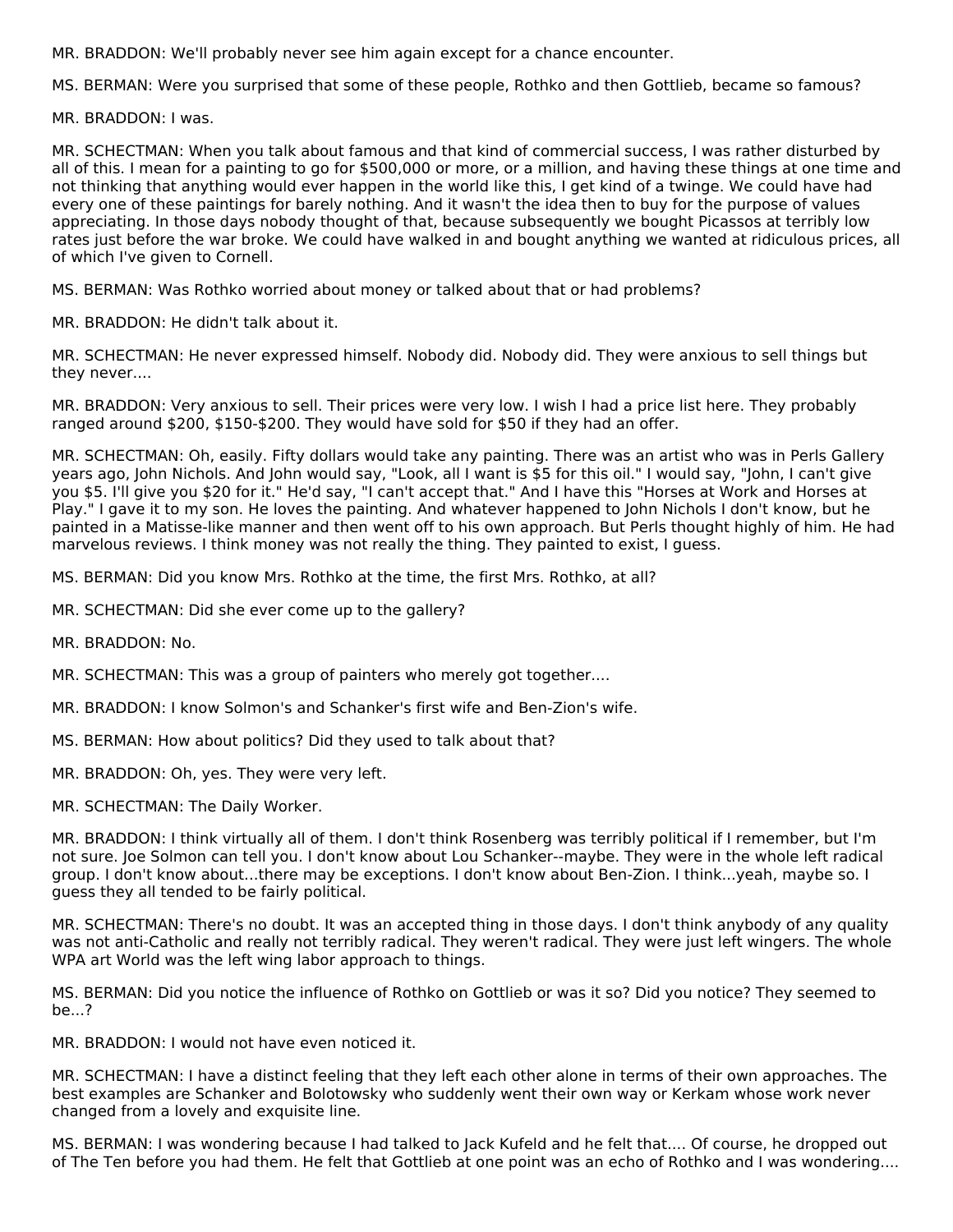MR. BRADDON: We'll probably never see him again except for a chance encounter.

MS. BERMAN: Were you surprised that some of these people, Rothko and then Gottlieb, became so famous?

MR. BRADDON: I was.

MR. SCHECTMAN: When you talk about famous and that kind of commercial success, I was rather disturbed by all of this. I mean for a painting to go for $500,000 or more, or a million, and having these things at one time and not thinking that anything would ever happen in the world like this, I get kind of a twinge. We could have had every one of these paintings for barely nothing. And it wasn't the idea then to buy for the purpose of values appreciating. In those days nobody thought of that, because subsequently we bought Picassos at terribly low rates just before the war broke. We could have walked in and bought anything we wanted at ridiculous prices, all of which I've given to Cornell.

MS. BERMAN: Was Rothko worried about money or talked about that or had problems?

MR. BRADDON: He didn't talk about it.

MR. SCHECTMAN: He never expressed himself. Nobody did. Nobody did. They were anxious to sell things but they never....

MR. BRADDON: Very anxious to sell. Their prices were very low. I wish I had a price list here. They probably ranged around $200, $150-$200. They would have sold for $50 if they had an offer.

MR. SCHECTMAN: Oh, easily. Fifty dollars would take any painting. There was an artist who was in Perls Gallery years ago, John Nichols. And John would say, "Look, all I want is $5 for this oil." I would say, "John, I can't give you $5. I'll give you $20 for it." He'd say, "I can't accept that." And I have this "Horses at Work and Horses at Play." I gave it to my son. He loves the painting. And whatever happened to John Nichols I don't know, but he painted in a Matisse-like manner and then went off to his own approach. But Perls thought highly of him. He had marvelous reviews. I think money was not really the thing. They painted to exist, I guess.

MS. BERMAN: Did you know Mrs. Rothko at the time, the first Mrs. Rothko, at all?

MR. SCHECTMAN: Did she ever come up to the gallery?

MR. BRADDON: No.

MR. SCHECTMAN: This was a group of painters who merely got together....

MR. BRADDON: I know Solmon's and Schanker's first wife and Ben-Zion's wife.

MS. BERMAN: How about politics? Did they used to talk about that?

MR. BRADDON: Oh, yes. They were very left.

MR. SCHECTMAN: The Daily Worker.

MR. BRADDON: I think virtually all of them. I don't think Rosenberg was terribly political if I remember, but I'm not sure. Joe Solmon can tell you. I don't know about Lou Schanker--maybe. They were in the whole left radical group. I don't know about...there may be exceptions. I don't know about Ben-Zion. I think...yeah, maybe so. I guess they all tended to be fairly political.

MR. SCHECTMAN: There's no doubt. It was an accepted thing in those days. I don't think anybody of any quality was not anti-Catholic and really not terribly radical. They weren't radical. They were just left wingers. The whole WPA art World was the left wing labor approach to things.

MS. BERMAN: Did you notice the influence of Rothko on Gottlieb or was it so? Did you notice? They seemed to be...?

MR. BRADDON: I would not have even noticed it.

MR. SCHECTMAN: I have a distinct feeling that they left each other alone in terms of their own approaches. The best examples are Schanker and Bolotowsky who suddenly went their own way or Kerkam whose work never changed from a lovely and exquisite line.

MS. BERMAN: I was wondering because I had talked to Jack Kufeld and he felt that.... Of course, he dropped out of The Ten before you had them. He felt that Gottlieb at one point was an echo of Rothko and I was wondering....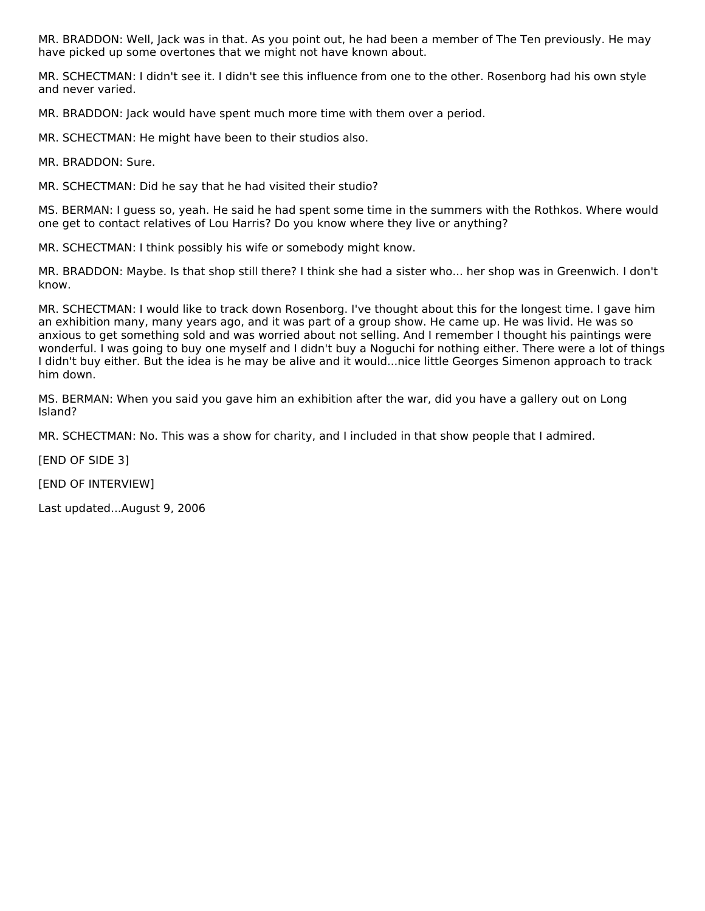MR. BRADDON: Well, Jack was in that. As you point out, he had been a member of The Ten previously. He may have picked up some overtones that we might not have known about.

MR. SCHECTMAN: I didn't see it. I didn't see this influence from one to the other. Rosenborg had his own style and never varied.

MR. BRADDON: Jack would have spent much more time with them over a period.

MR. SCHECTMAN: He might have been to their studios also.

MR. BRADDON: Sure.

MR. SCHECTMAN: Did he say that he had visited their studio?

MS. BERMAN: I guess so, yeah. He said he had spent some time in the summers with the Rothkos. Where would one get to contact relatives of Lou Harris? Do you know where they live or anything?

MR. SCHECTMAN: I think possibly his wife or somebody might know.

MR. BRADDON: Maybe. Is that shop still there? I think she had a sister who... her shop was in Greenwich. I don't know.

MR. SCHECTMAN: I would like to track down Rosenborg. I've thought about this for the longest time. I gave him an exhibition many, many years ago, and it was part of a group show. He came up. He was livid. He was so anxious to get something sold and was worried about not selling. And I remember I thought his paintings were wonderful. I was going to buy one myself and I didn't buy a Noguchi for nothing either. There were a lot of things I didn't buy either. But the idea is he may be alive and it would...nice little Georges Simenon approach to track him down.

MS. BERMAN: When you said you gave him an exhibition after the war, did you have a gallery out on Long Island?

MR. SCHECTMAN: No. This was a show for charity, and I included in that show people that I admired.

[END OF SIDE 3]

[END OF INTERVIEW]

Last updated...August 9, 2006